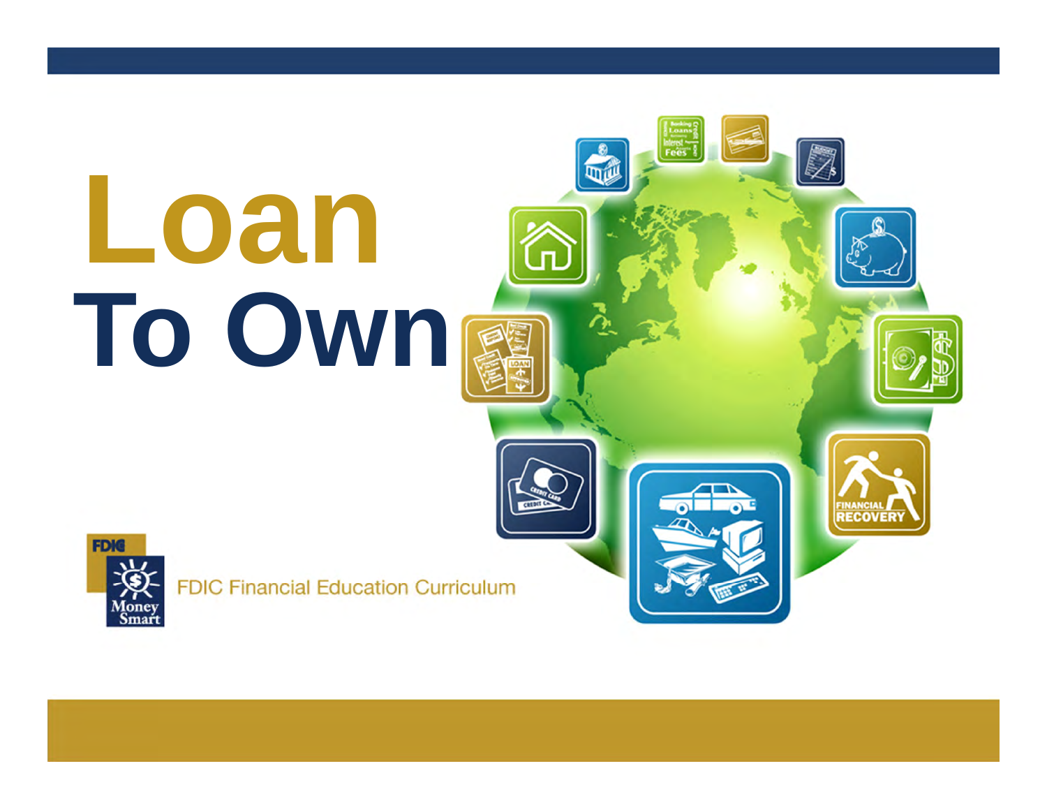# Loan To Own

FDIC Financial Education Curriculum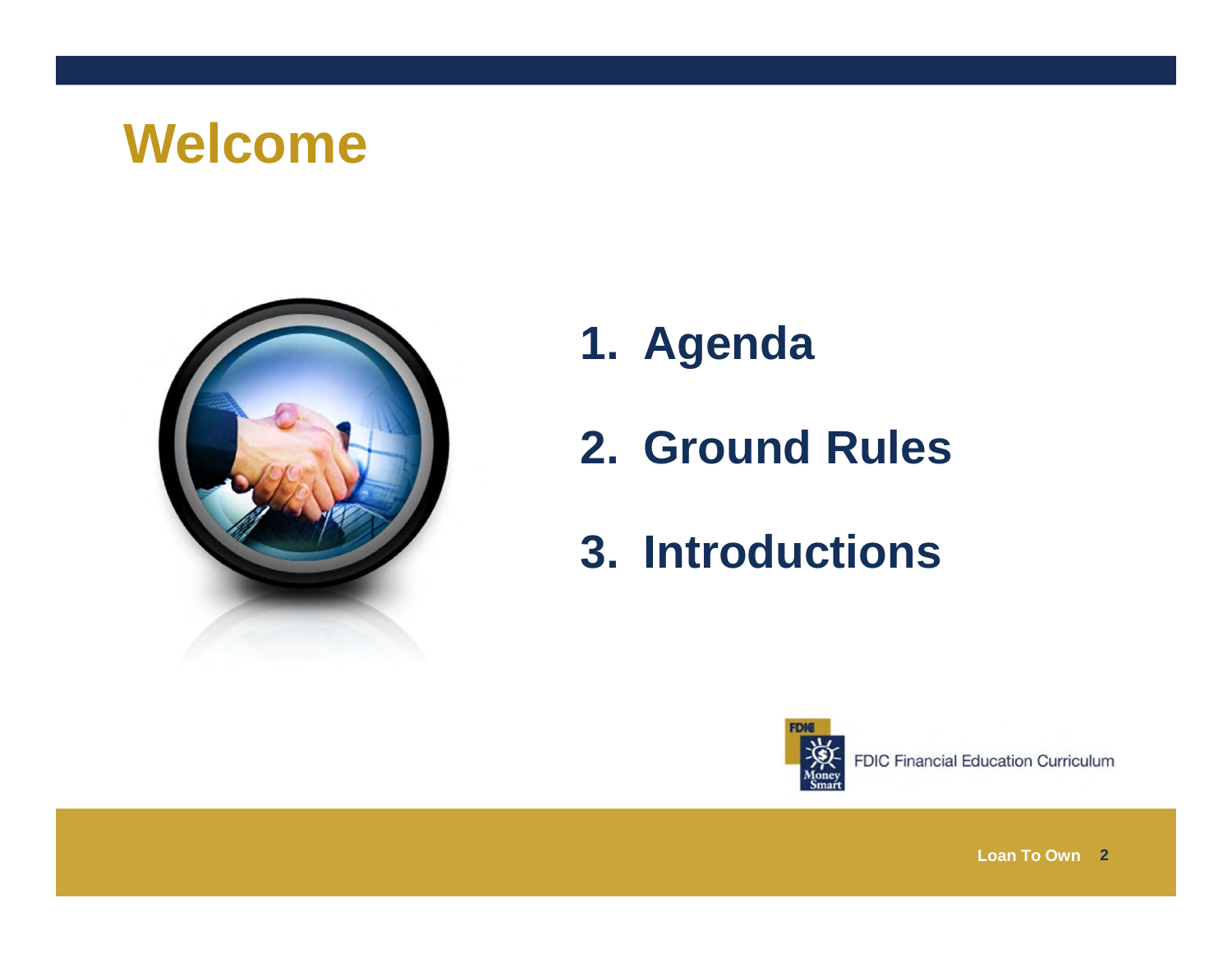# Welcome

1. Agenda
2. Ground Rules
3. Introductions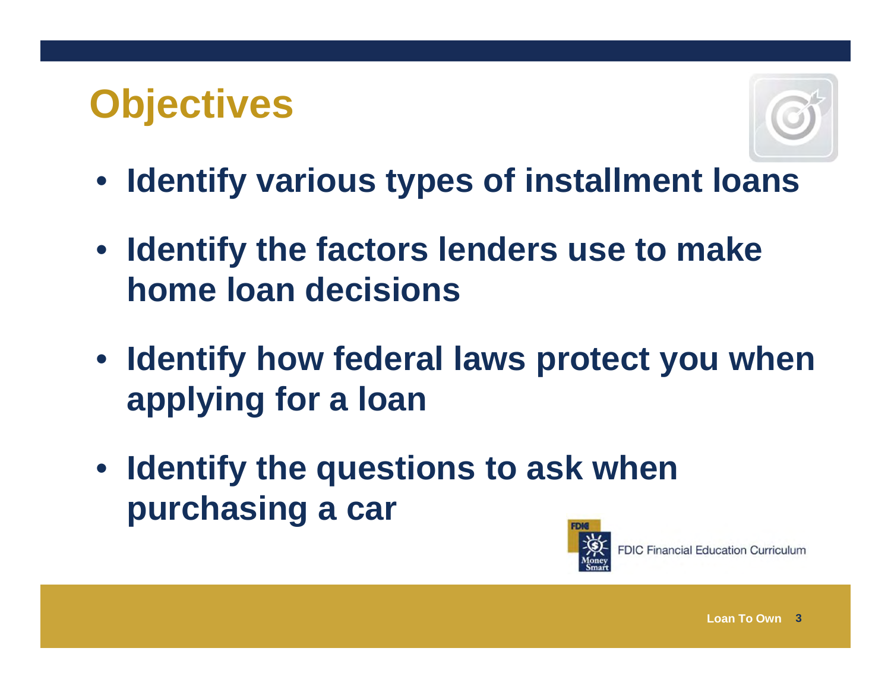# Objectives

- Identify various types of installment loans
- Identify the factors lenders use to make home loan decisions
- Identify how federal laws protect you when applying for a loan
- Identify the questions to ask when purchasing a car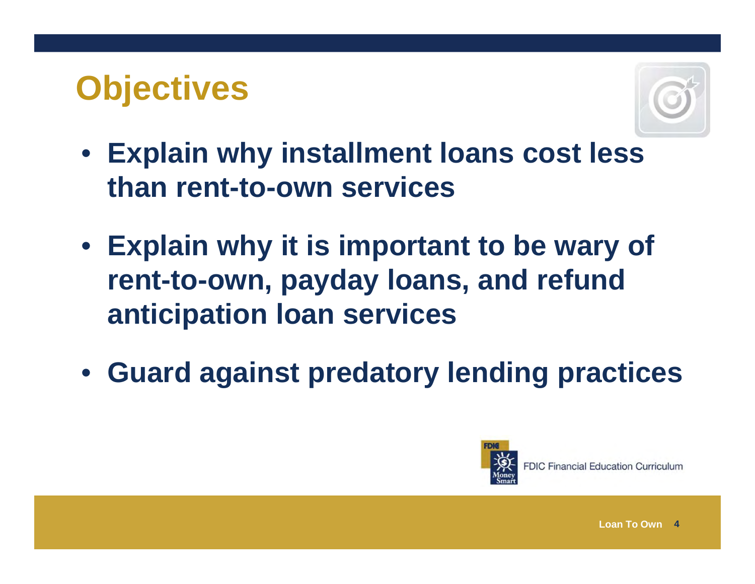# Objectives

- Explain why installment loans cost less than rent-to-own services
- Explain why it is important to be wary of rent-to-own, payday loans, and refund anticipation loan services
- Guard against predatory lending practices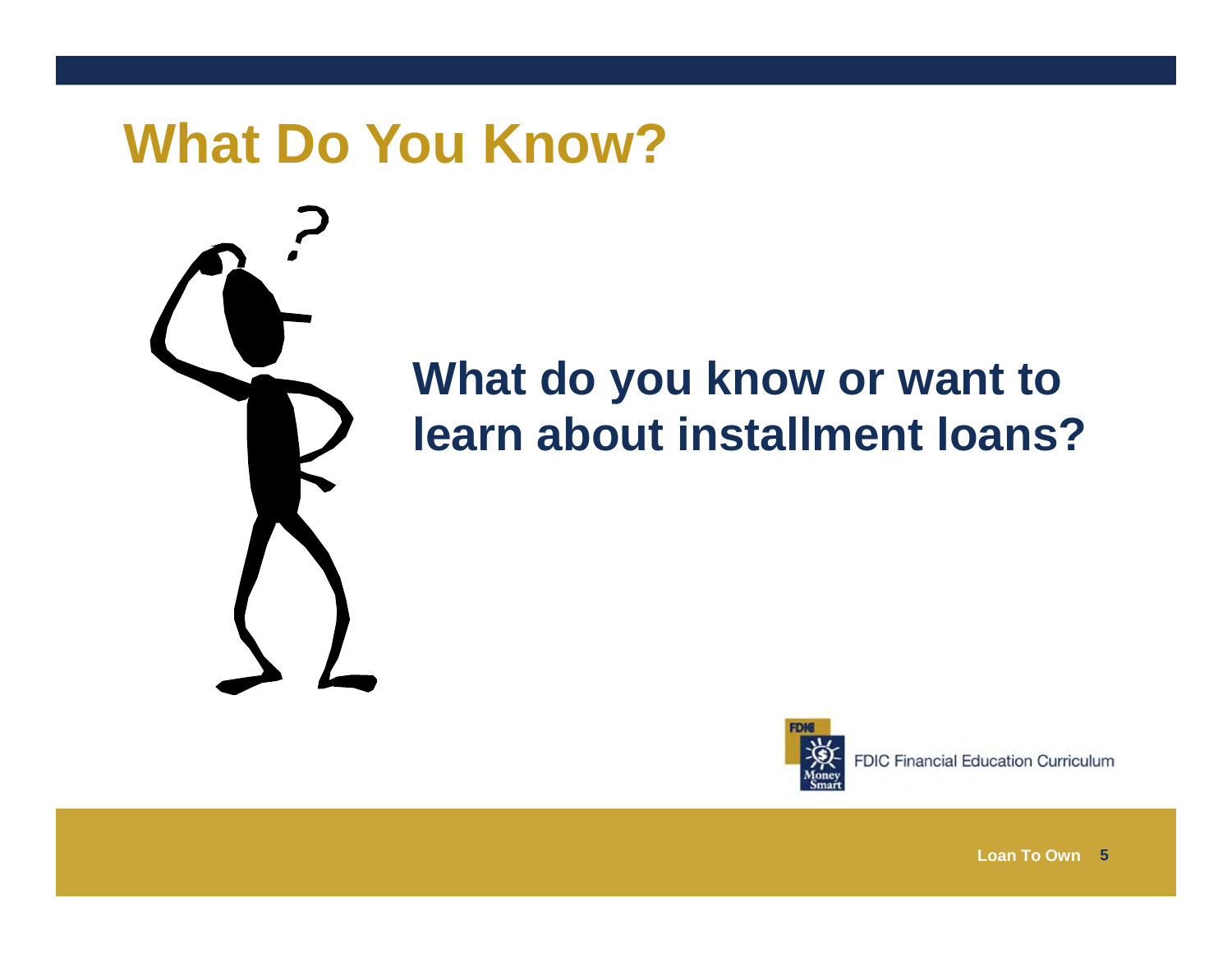# What Do You Know?

**What do you know or want to learn about installment loans?**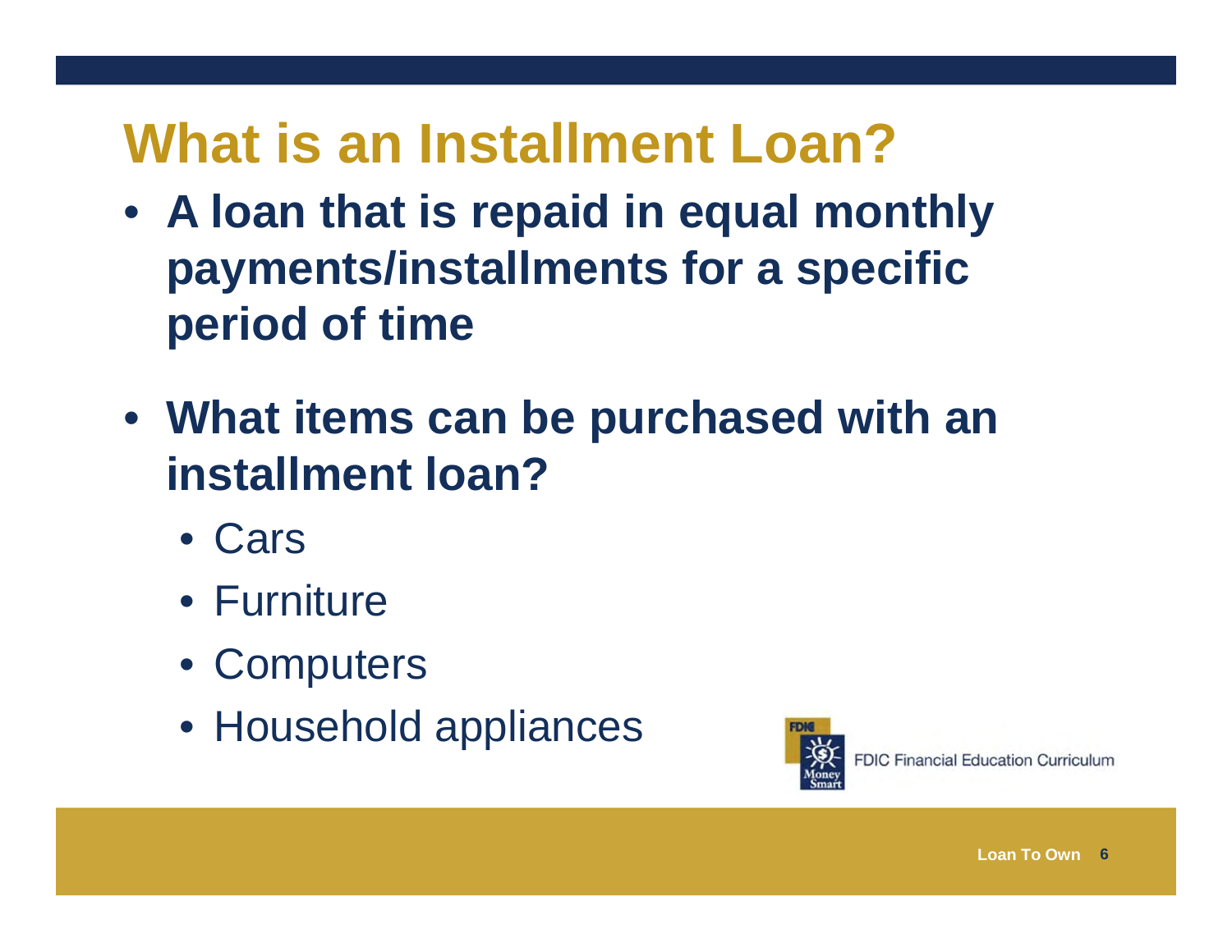# What is an Installment Loan?

- **A loan that is repaid in equal monthly payments/installments for a specific period of time**
- **What items can be purchased with an installment loan?**
  - Cars
  - Furniture
  - Computers
  - Household appliances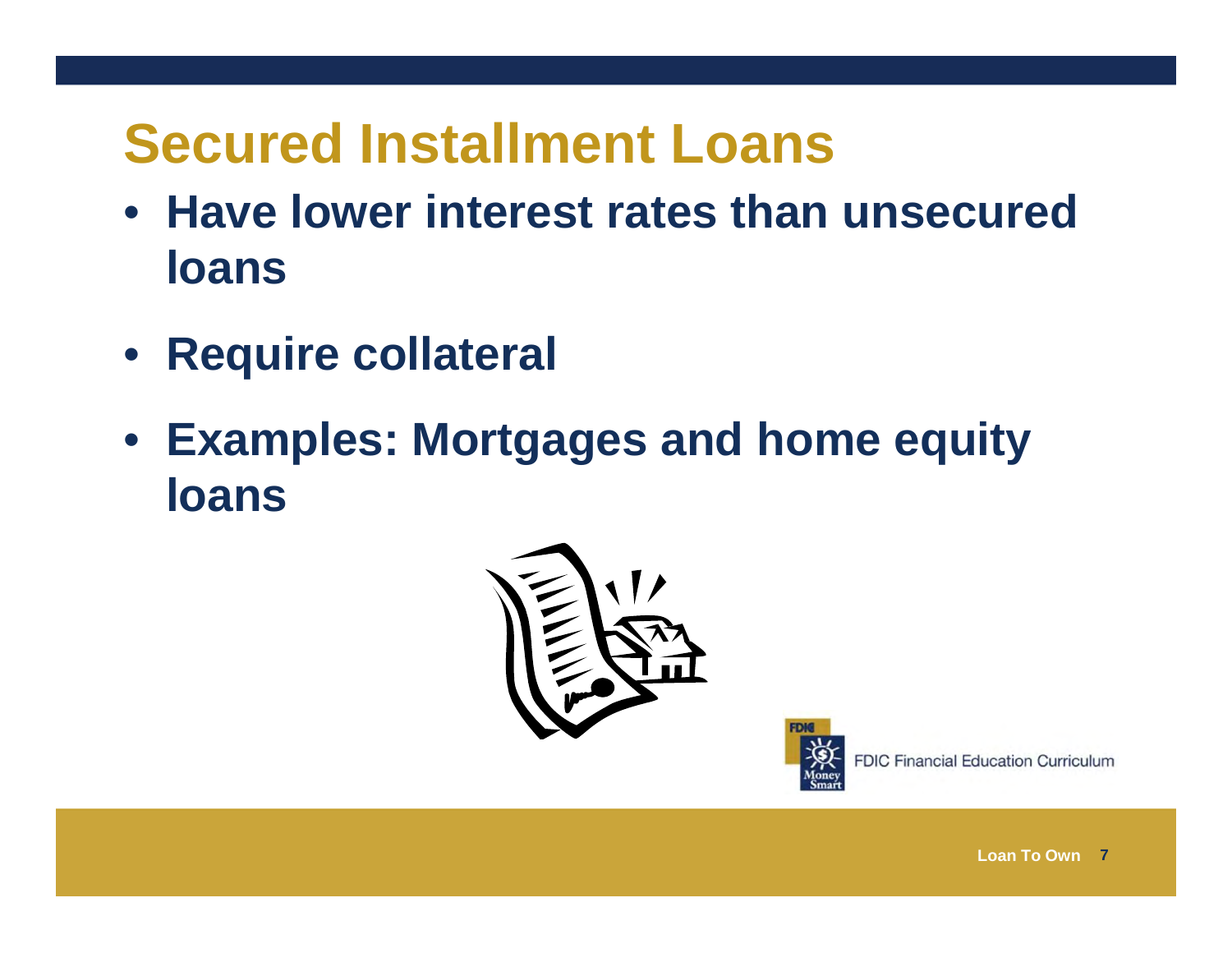# Secured Installment Loans

- **Have lower interest rates than unsecured loans**
- **Require collateral**
- **Examples: Mortgages and home equity loans**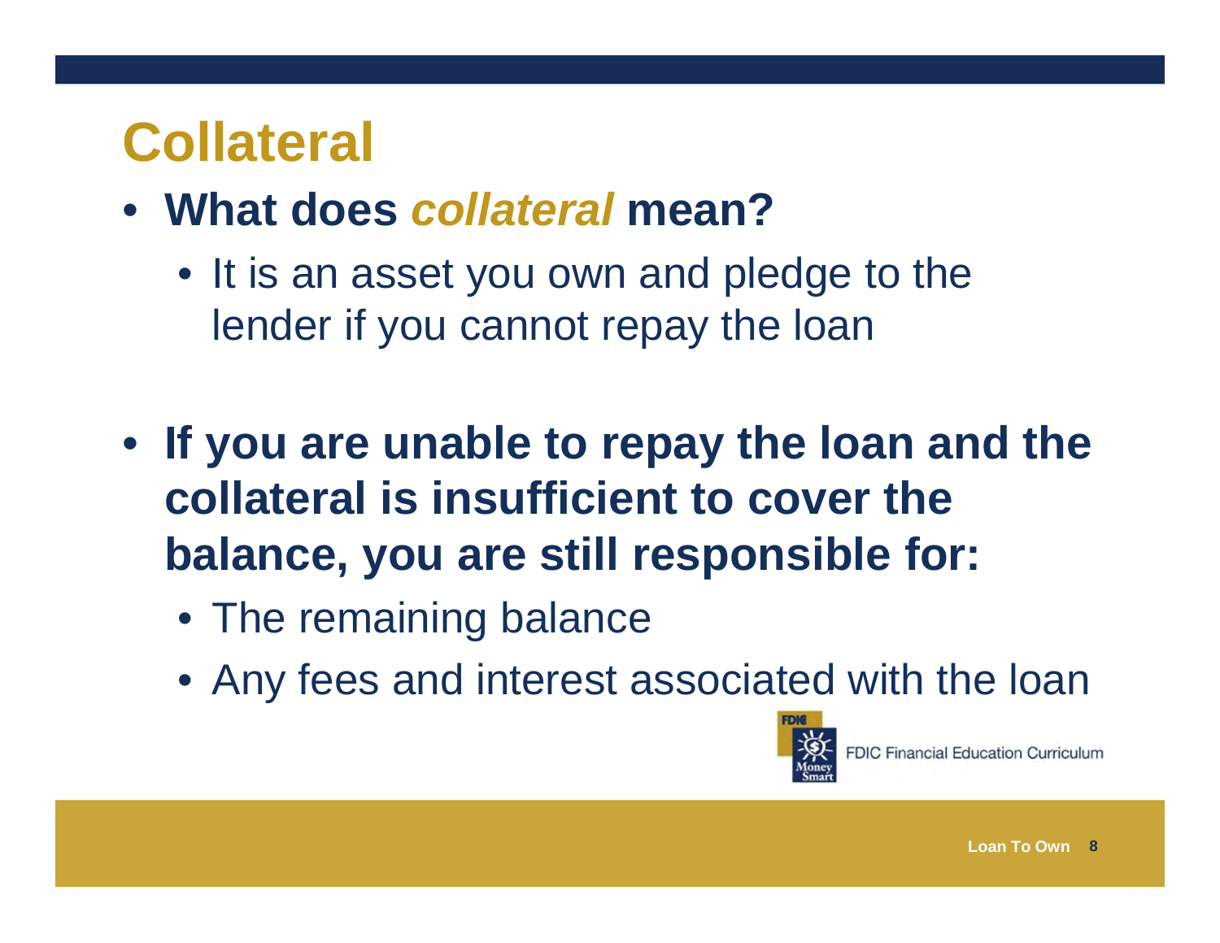# Collateral

- **What does *collateral* mean?**
  - It is an asset you own and pledge to the lender if you cannot repay the loan

- **If you are unable to repay the loan and the collateral is insufficient to cover the balance, you are still responsible for:**
  - The remaining balance
  - Any fees and interest associated with the loan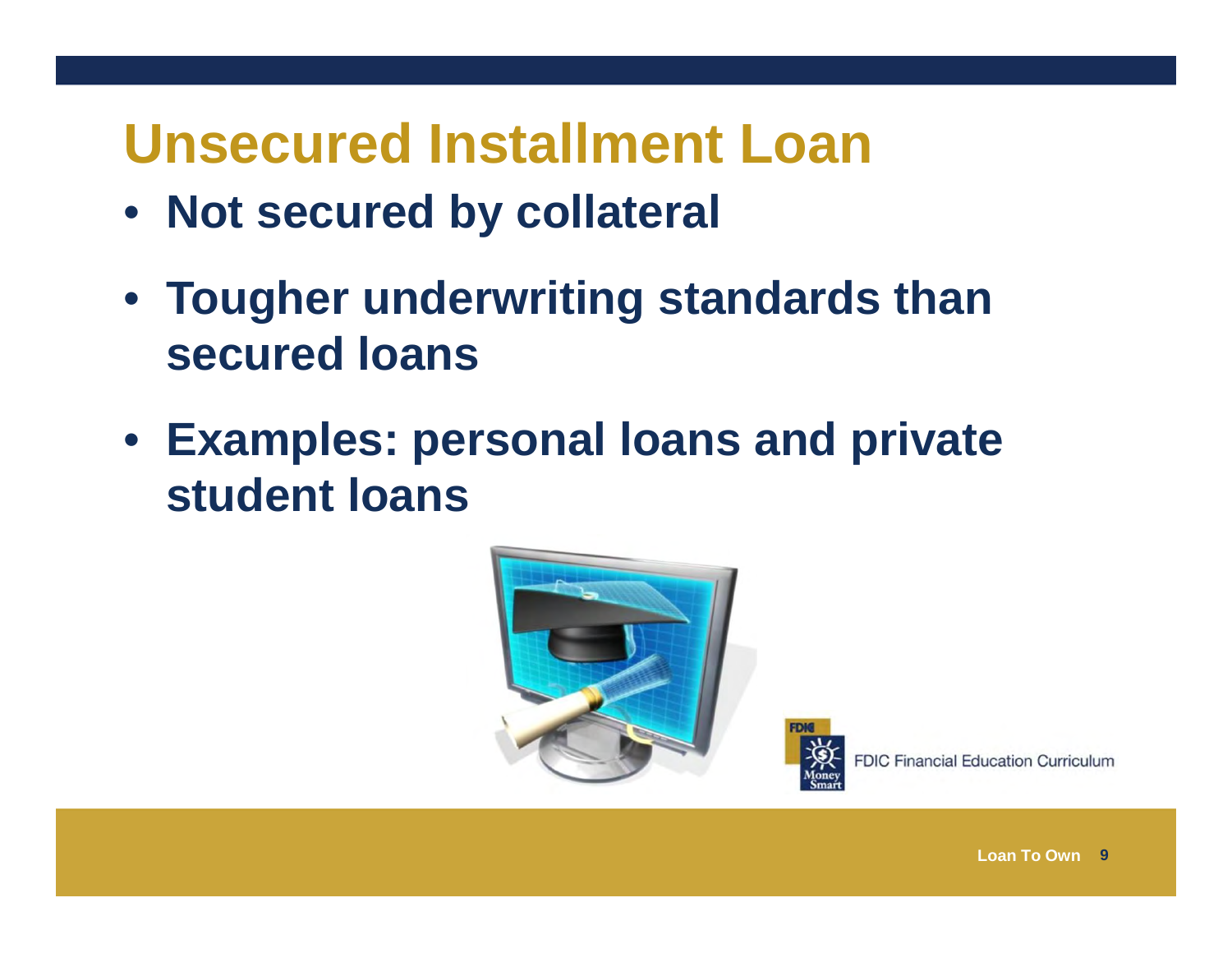# Unsecured Installment Loan

- **Not secured by collateral**
- **Tougher underwriting standards than secured loans**
- **Examples: personal loans and private student loans**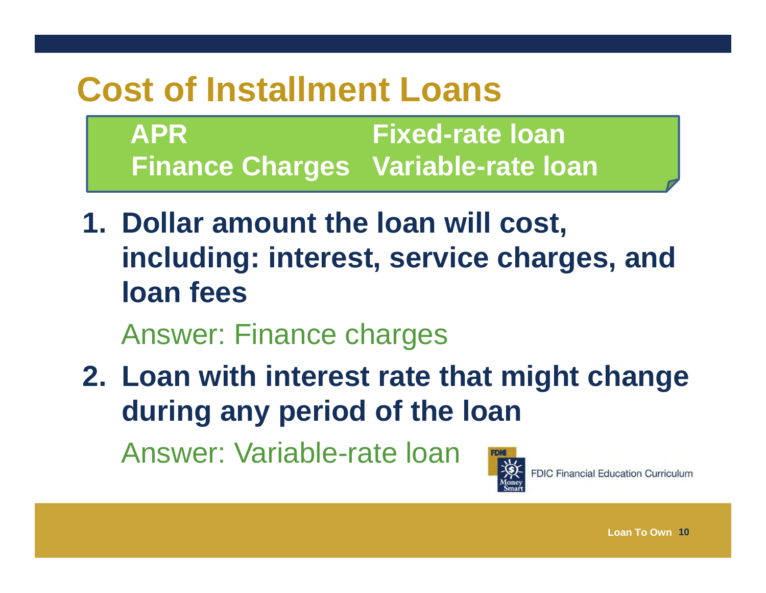# Cost of Installment Loans

| APR | Fixed-rate loan |
|---|---|
| Finance Charges | Variable-rate loan |

1. **Dollar amount the loan will cost, including: interest, service charges, and loan fees**

   Answer: Finance charges

2. **Loan with interest rate that might change during any period of the loan**

   Answer: Variable-rate loan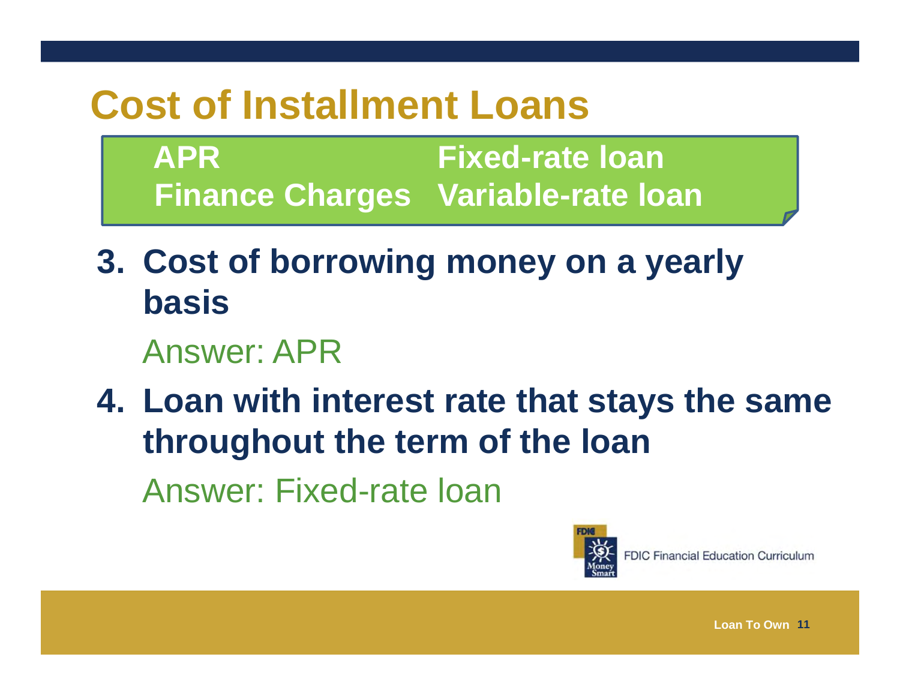# Cost of Installment Loans

| APR | Fixed-rate loan |
|---|---|
| Finance Charges | Variable-rate loan |

3. **Cost of borrowing money on a yearly basis**

   Answer: APR

4. **Loan with interest rate that stays the same throughout the term of the loan**

   Answer: Fixed-rate loan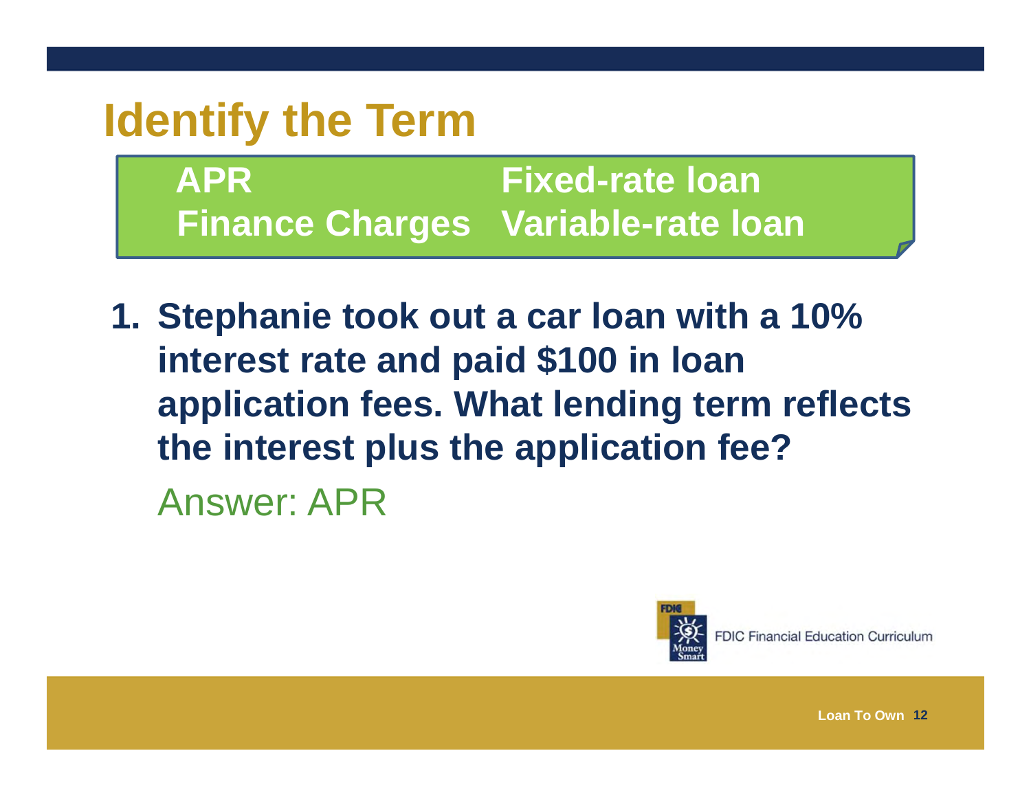# Identify the Term

| | |
|---|---|
| **APR** | **Fixed-rate loan** |
| **Finance Charges** | **Variable-rate loan** |

1. **Stephanie took out a car loan with a 10% interest rate and paid $100 in loan application fees. What lending term reflects the interest plus the application fee?**

   Answer: APR

FDIC Financial Education Curriculum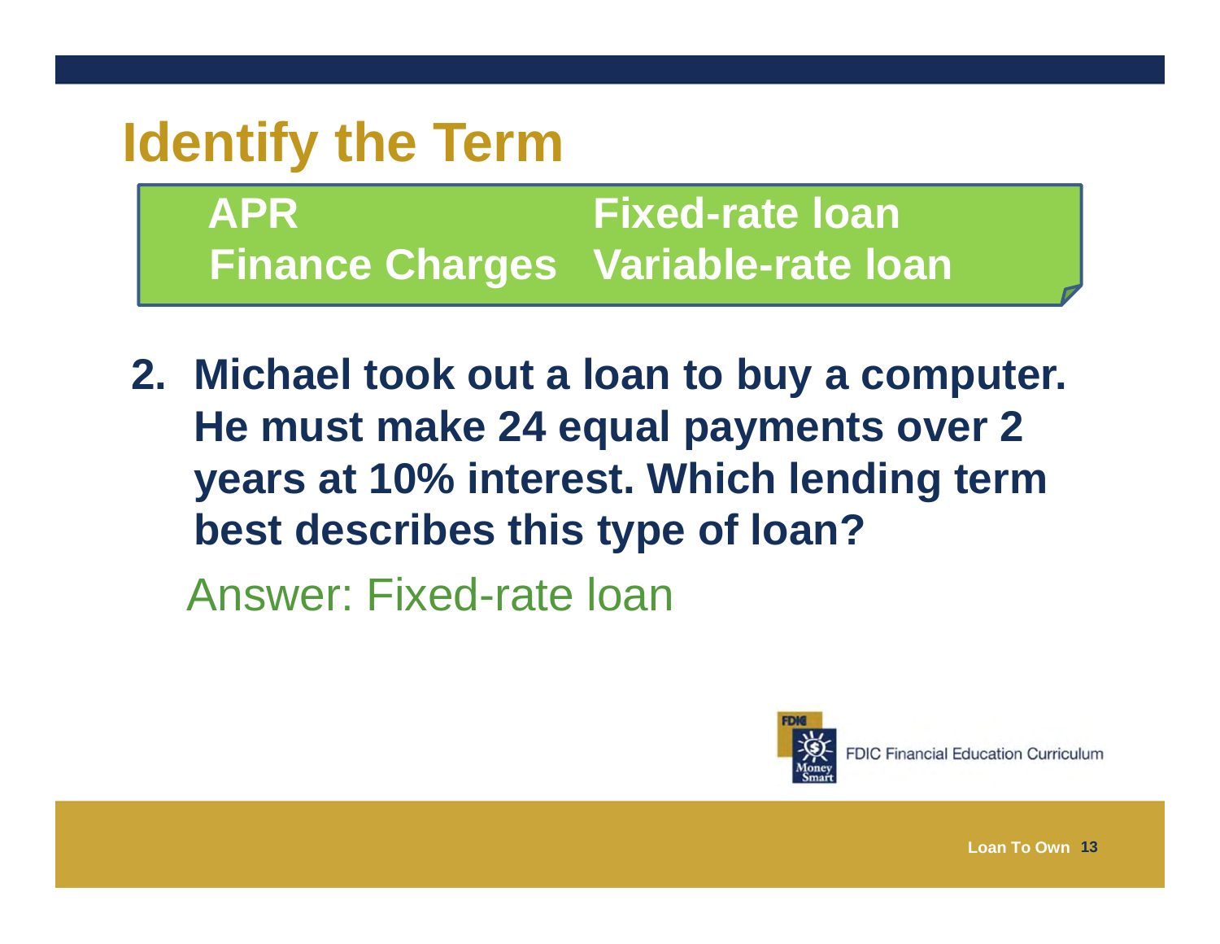# Identify the Term

| | |
|---|---|
| **APR** | **Fixed-rate loan** |
| **Finance Charges** | **Variable-rate loan** |

2. **Michael took out a loan to buy a computer. He must make 24 equal payments over 2 years at 10% interest. Which lending term best describes this type of loan?**

   Answer: Fixed-rate loan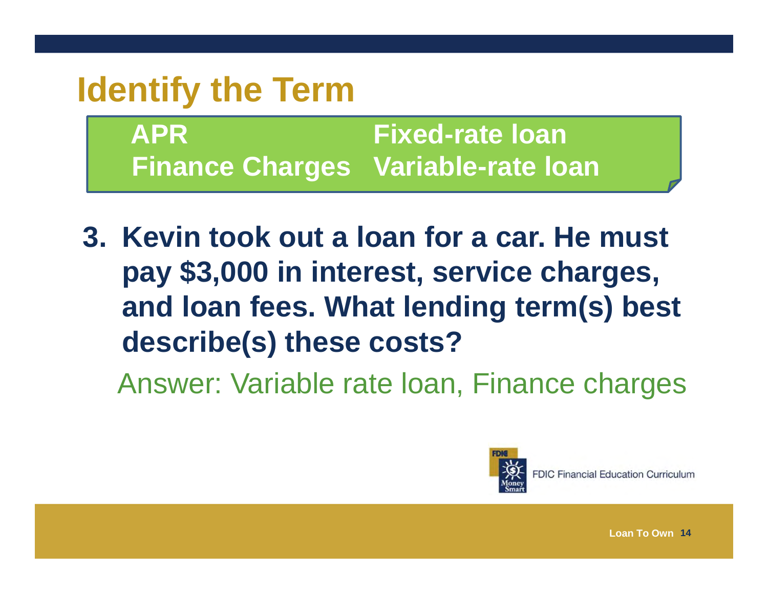# Identify the Term

| | |
|---|---|
| **APR** | **Fixed-rate loan** |
| **Finance Charges** | **Variable-rate loan** |

**3. Kevin took out a loan for a car. He must pay $3,000 in interest, service charges, and loan fees. What lending term(s) best describe(s) these costs?**

Answer: Variable rate loan, Finance charges

FDIC Financial Education Curriculum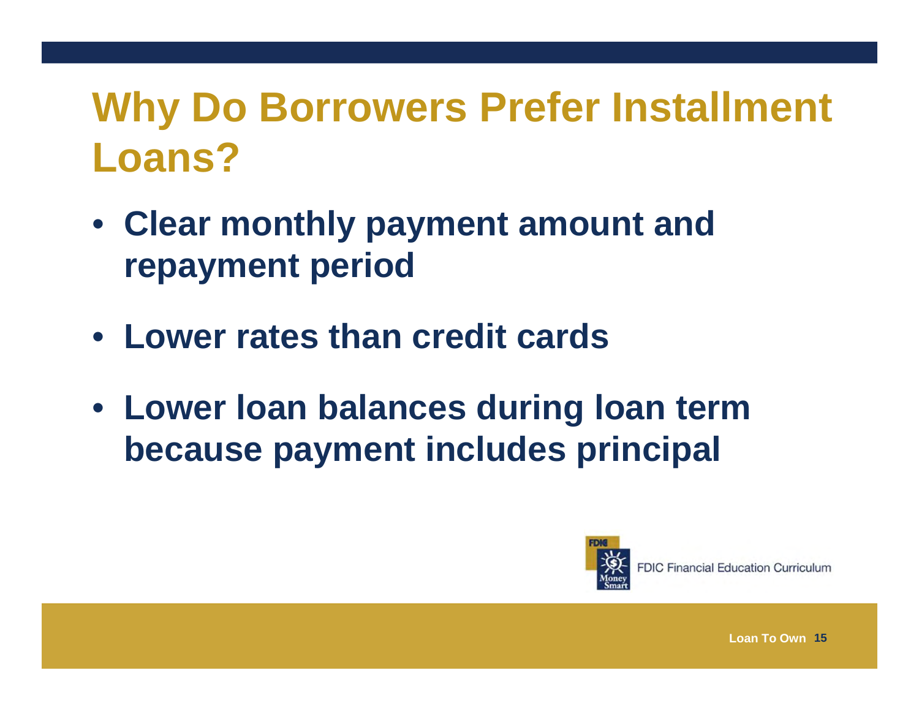# Why Do Borrowers Prefer Installment Loans?

- Clear monthly payment amount and repayment period
- Lower rates than credit cards
- Lower loan balances during loan term because payment includes principal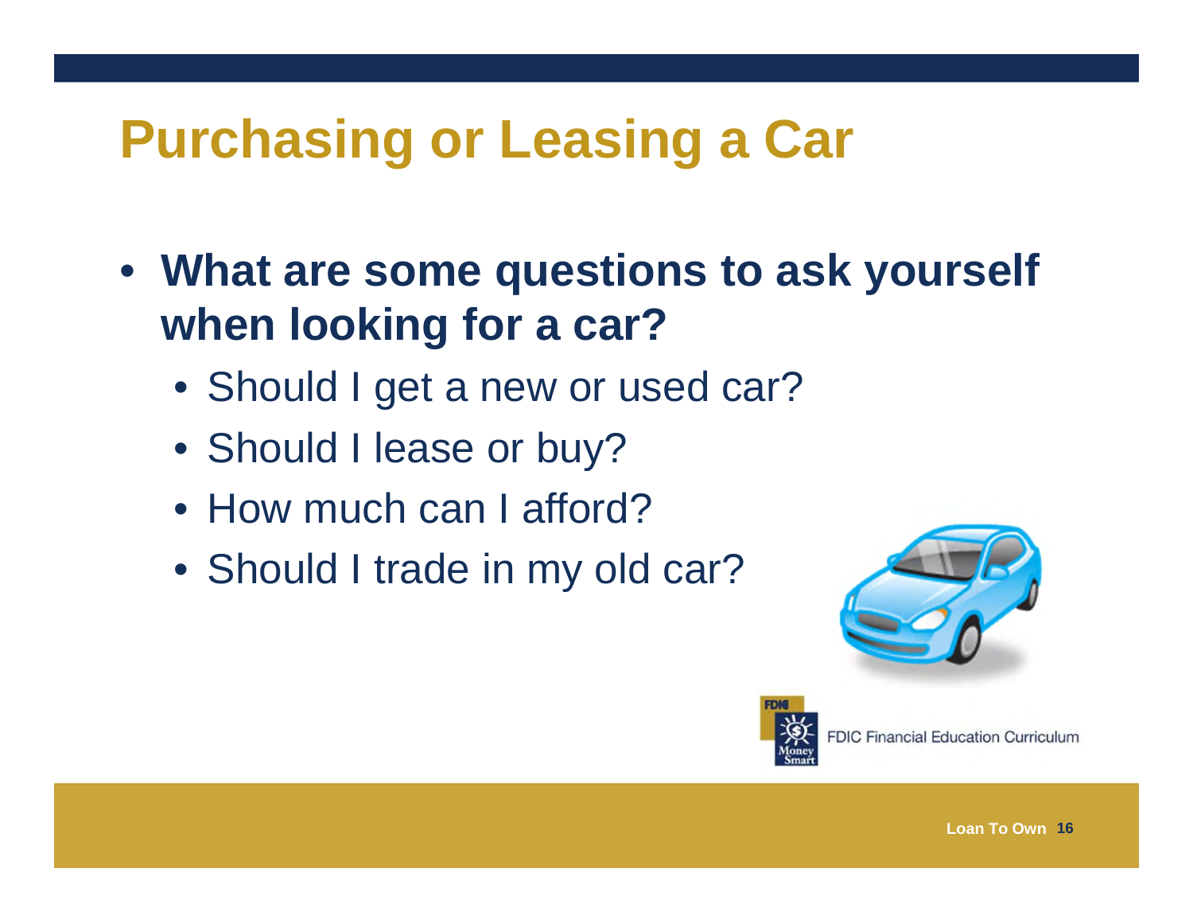# Purchasing or Leasing a Car

- **What are some questions to ask yourself when looking for a car?**
  - Should I get a new or used car?
  - Should I lease or buy?
  - How much can I afford?
  - Should I trade in my old car?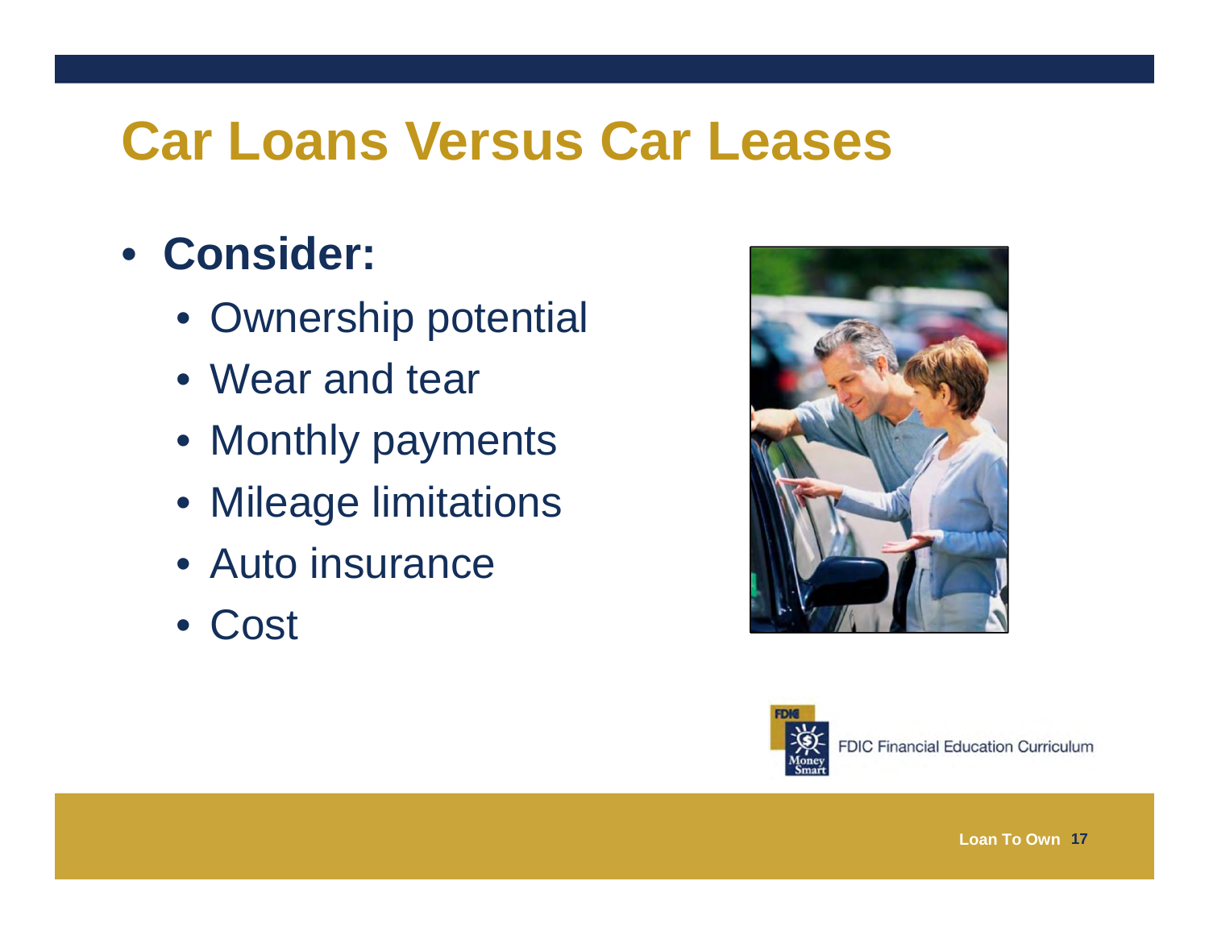# Car Loans Versus Car Leases

- **Consider:**
  - Ownership potential
  - Wear and tear
  - Monthly payments
  - Mileage limitations
  - Auto insurance
  - Cost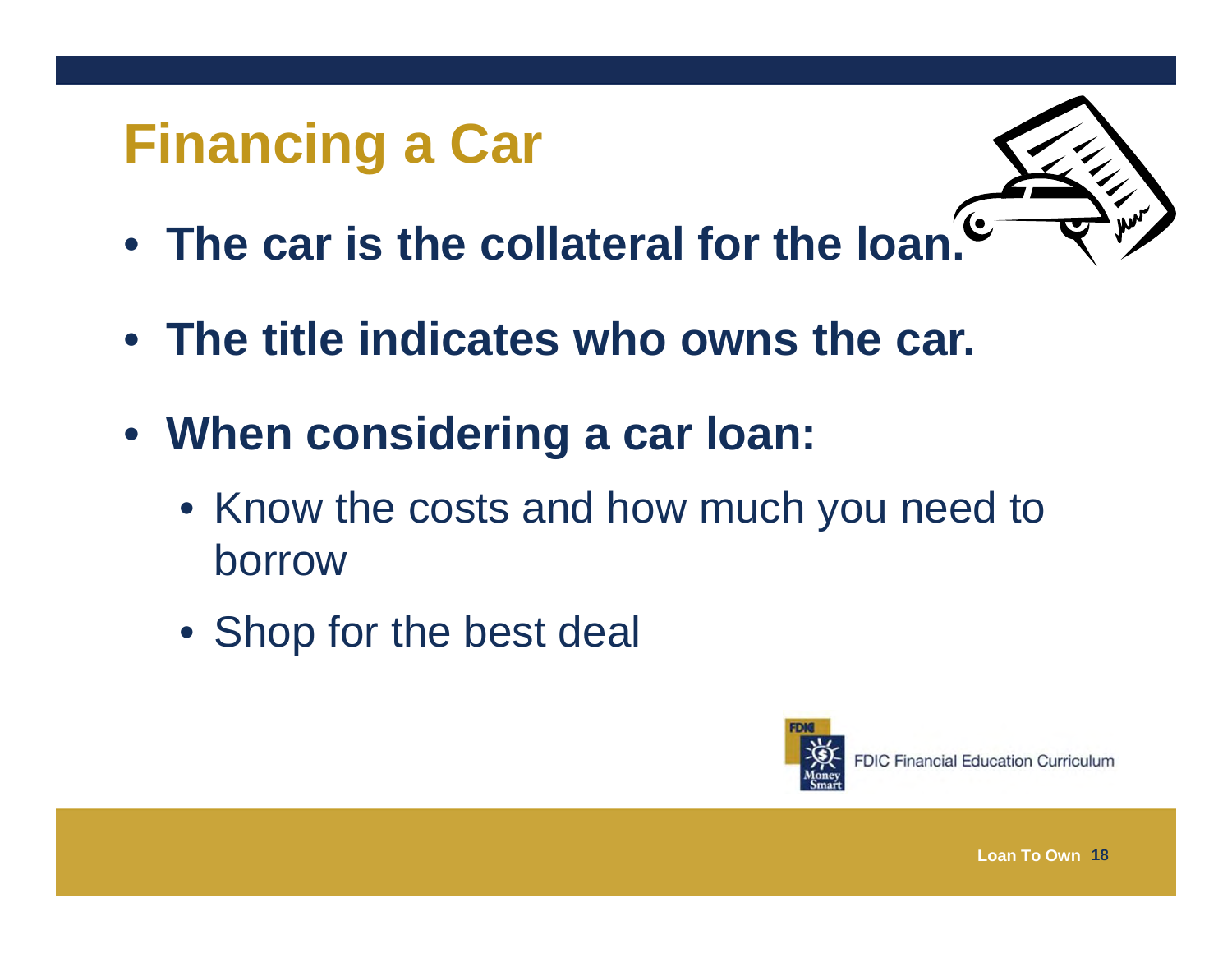# Financing a Car

- **The car is the collateral for the loan.**
- **The title indicates who owns the car.**
- **When considering a car loan:**
  - Know the costs and how much you need to borrow
  - Shop for the best deal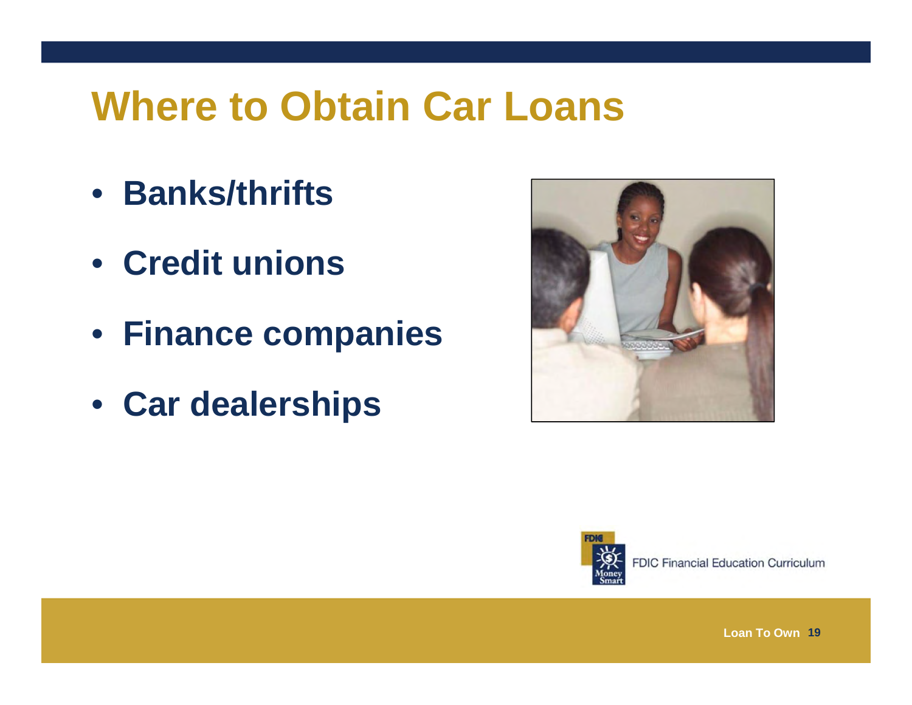# Where to Obtain Car Loans

- **Banks/thrifts**
- **Credit unions**
- **Finance companies**
- **Car dealerships**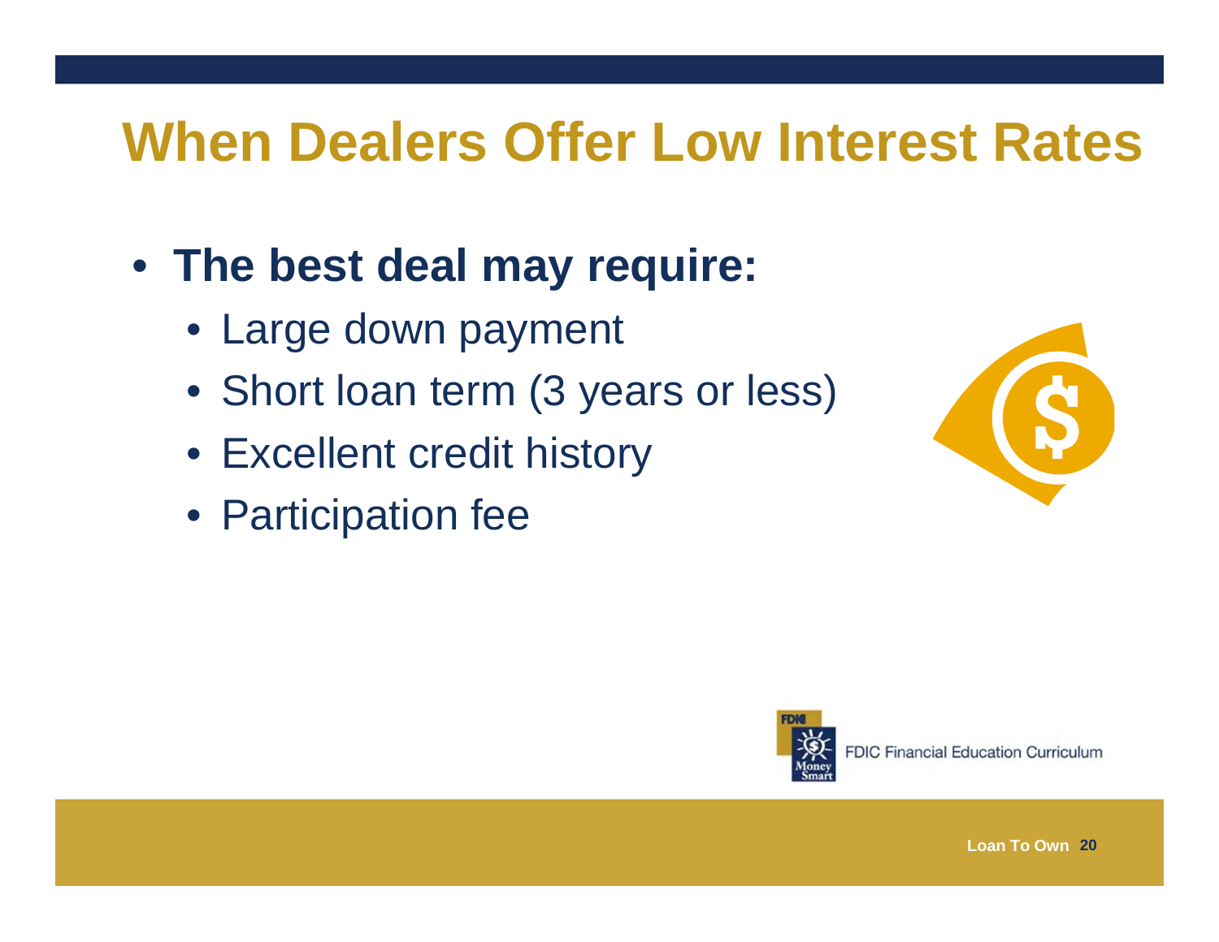# When Dealers Offer Low Interest Rates

- **The best deal may require:**
  - Large down payment
  - Short loan term (3 years or less)
  - Excellent credit history
  - Participation fee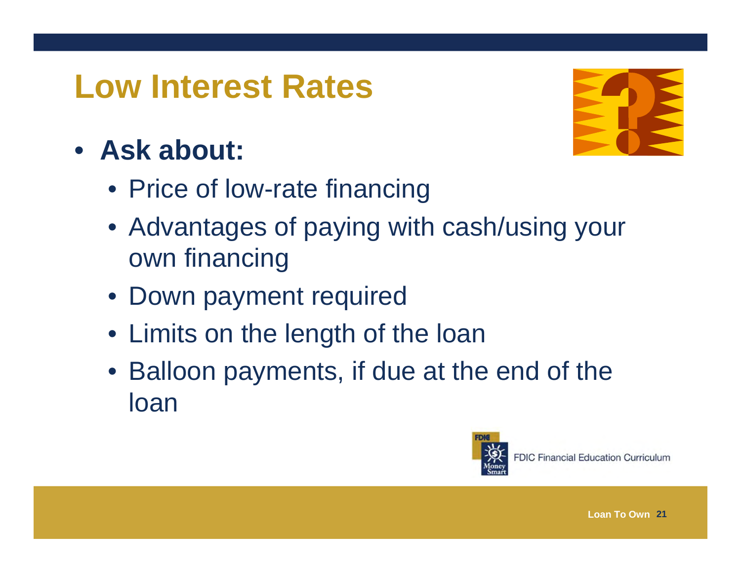# Low Interest Rates

- **Ask about:**
  - Price of low-rate financing
  - Advantages of paying with cash/using your own financing
  - Down payment required
  - Limits on the length of the loan
  - Balloon payments, if due at the end of the loan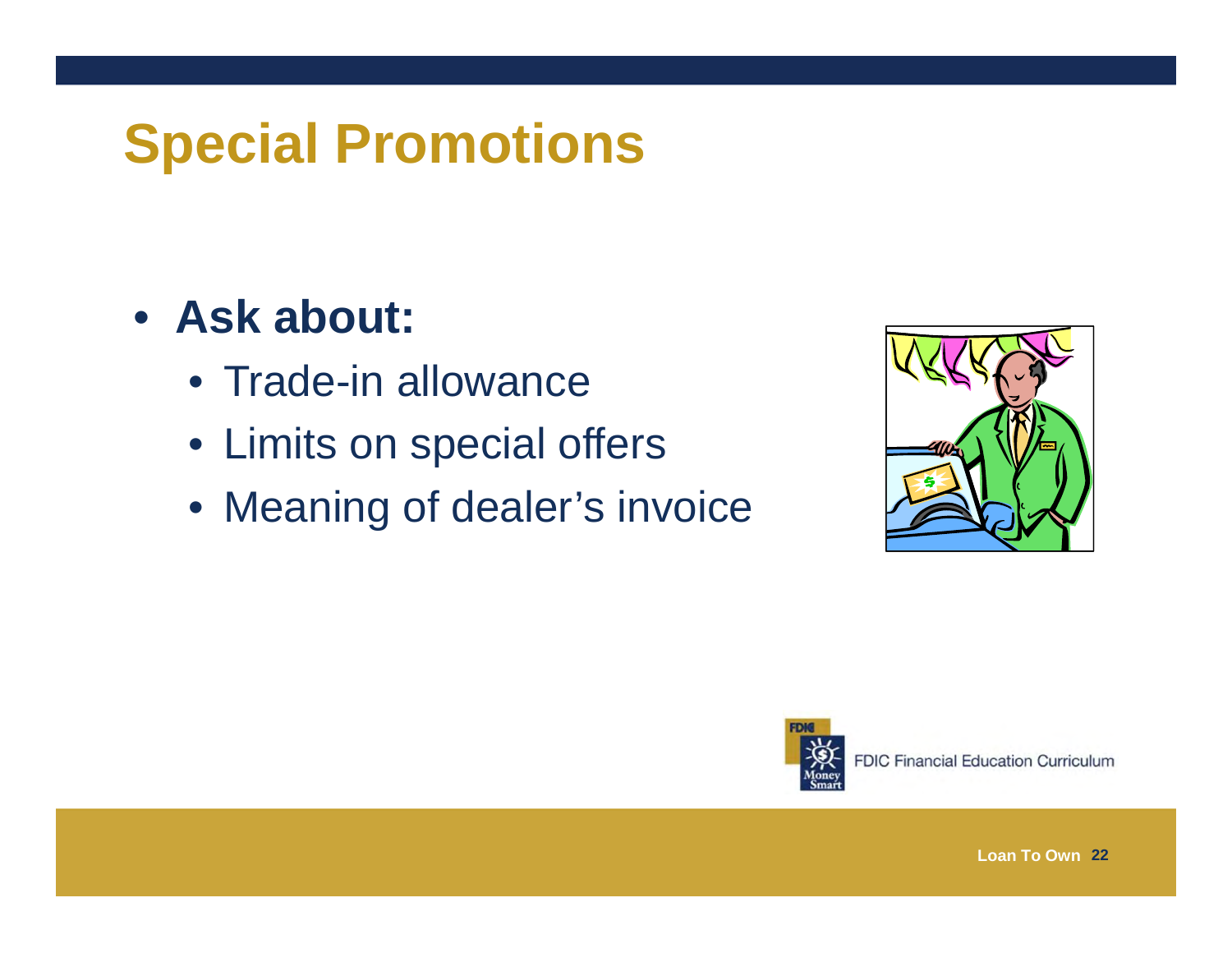# Special Promotions

- **Ask about:**
  - Trade-in allowance
  - Limits on special offers
  - Meaning of dealer's invoice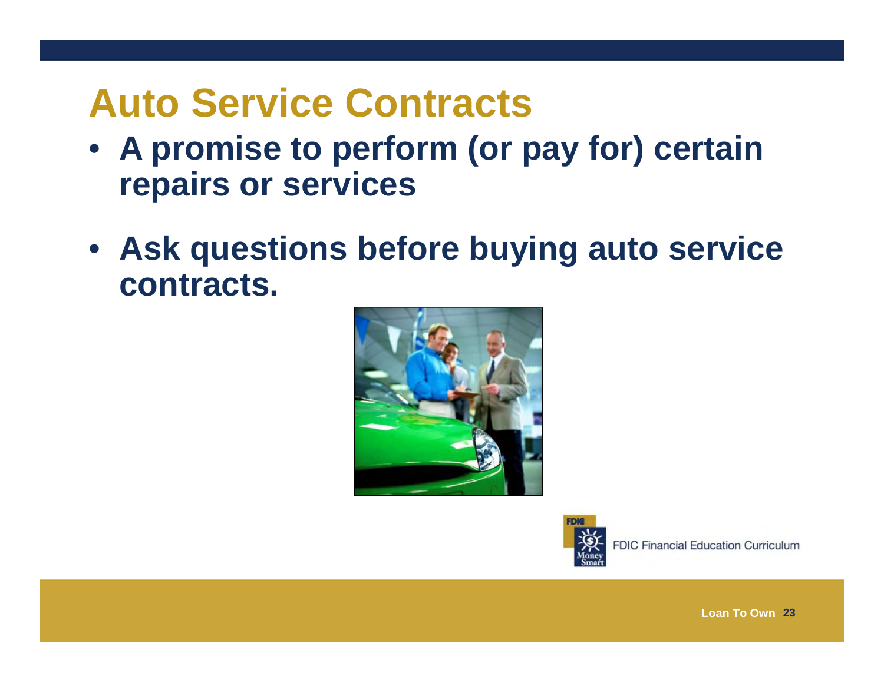# Auto Service Contracts

- **A promise to perform (or pay for) certain repairs or services**
- **Ask questions before buying auto service contracts.**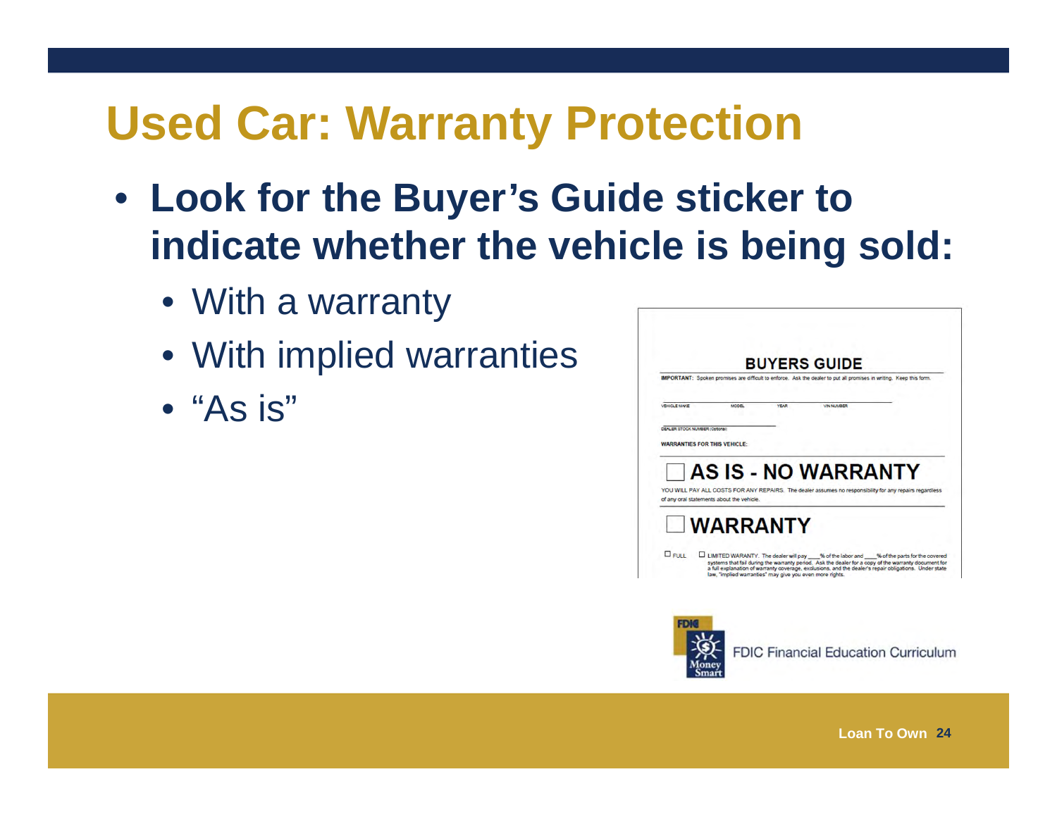# Used Car: Warranty Protection

- **Look for the Buyer's Guide sticker to indicate whether the vehicle is being sold:**
  - With a warranty
  - With implied warranties
  - "As is"

**BUYERS GUIDE**

**IMPORTANT:** Spoken promises are difficult to enforce. Ask the dealer to put all promises in writing. Keep this form.

VEHICLE MAKE MODEL YEAR VIN NUMBER

DEALER STOCK NUMBER (Optional)

**WARRANTIES FOR THIS VEHICLE:**

☐ **AS IS - NO WARRANTY**

YOU WILL PAY ALL COSTS FOR ANY REPAIRS. The dealer assumes no responsibility for any repairs regardless of any oral statements about the vehicle.

☐ **WARRANTY**

☐ FULL ☐ LIMITED WARRANTY. The dealer will pay ____% of the labor and ____% of the parts for the covered systems that fail during the warranty period. Ask the dealer for a copy of the warranty document for a full explanation of warranty coverage, exclusions, and the dealer's repair obligations. Under state law, "implied warranties" may give you even more rights.

FDIC Financial Education Curriculum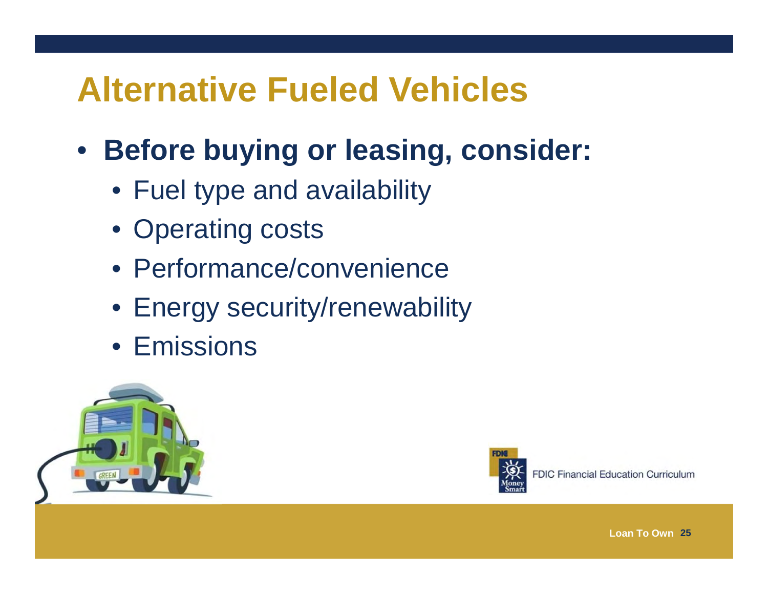# Alternative Fueled Vehicles

- **Before buying or leasing, consider:**
  - Fuel type and availability
  - Operating costs
  - Performance/convenience
  - Energy security/renewability
  - Emissions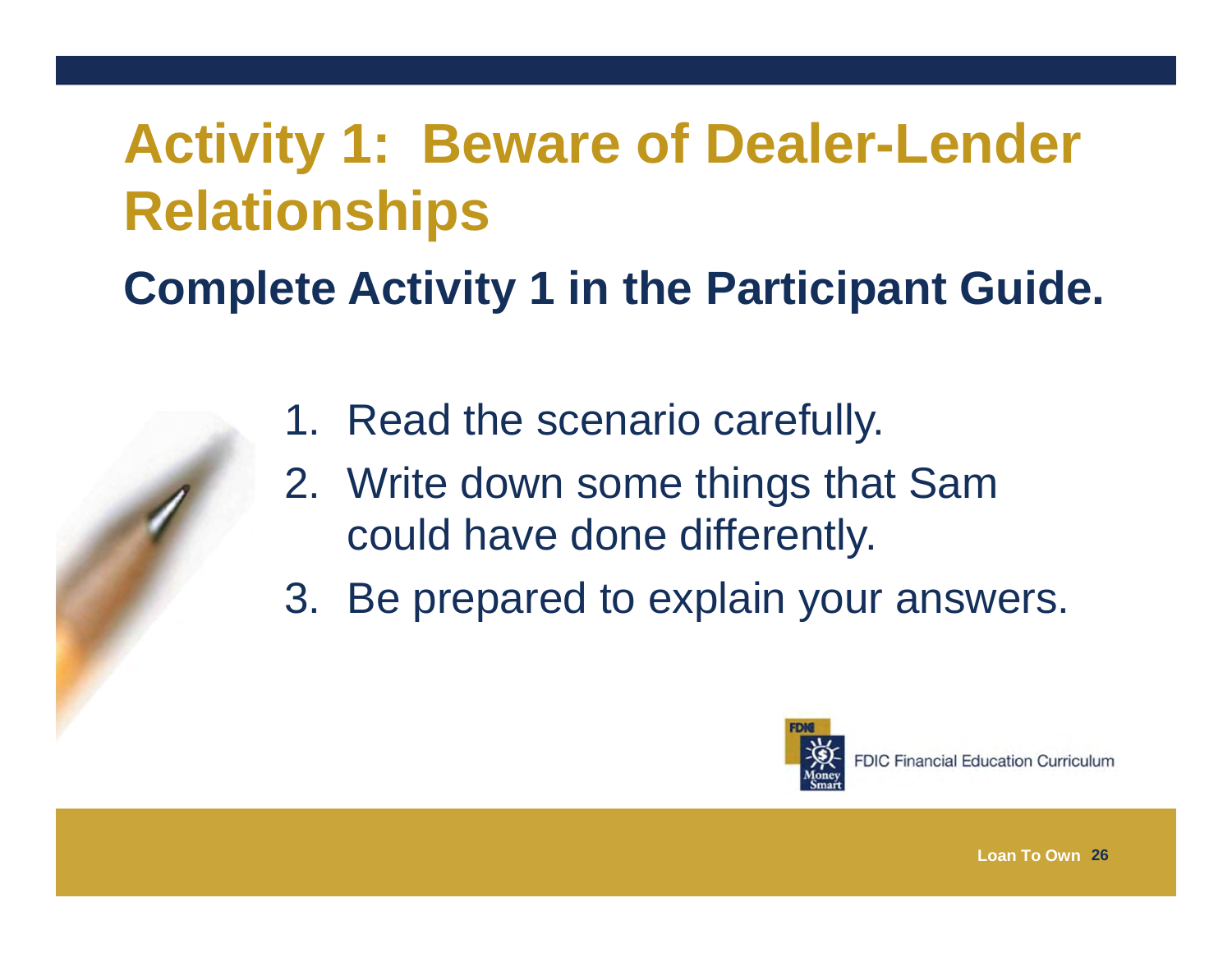# Activity 1: Beware of Dealer-Lender Relationships

## Complete Activity 1 in the Participant Guide.

1. Read the scenario carefully.
2. Write down some things that Sam could have done differently.
3. Be prepared to explain your answers.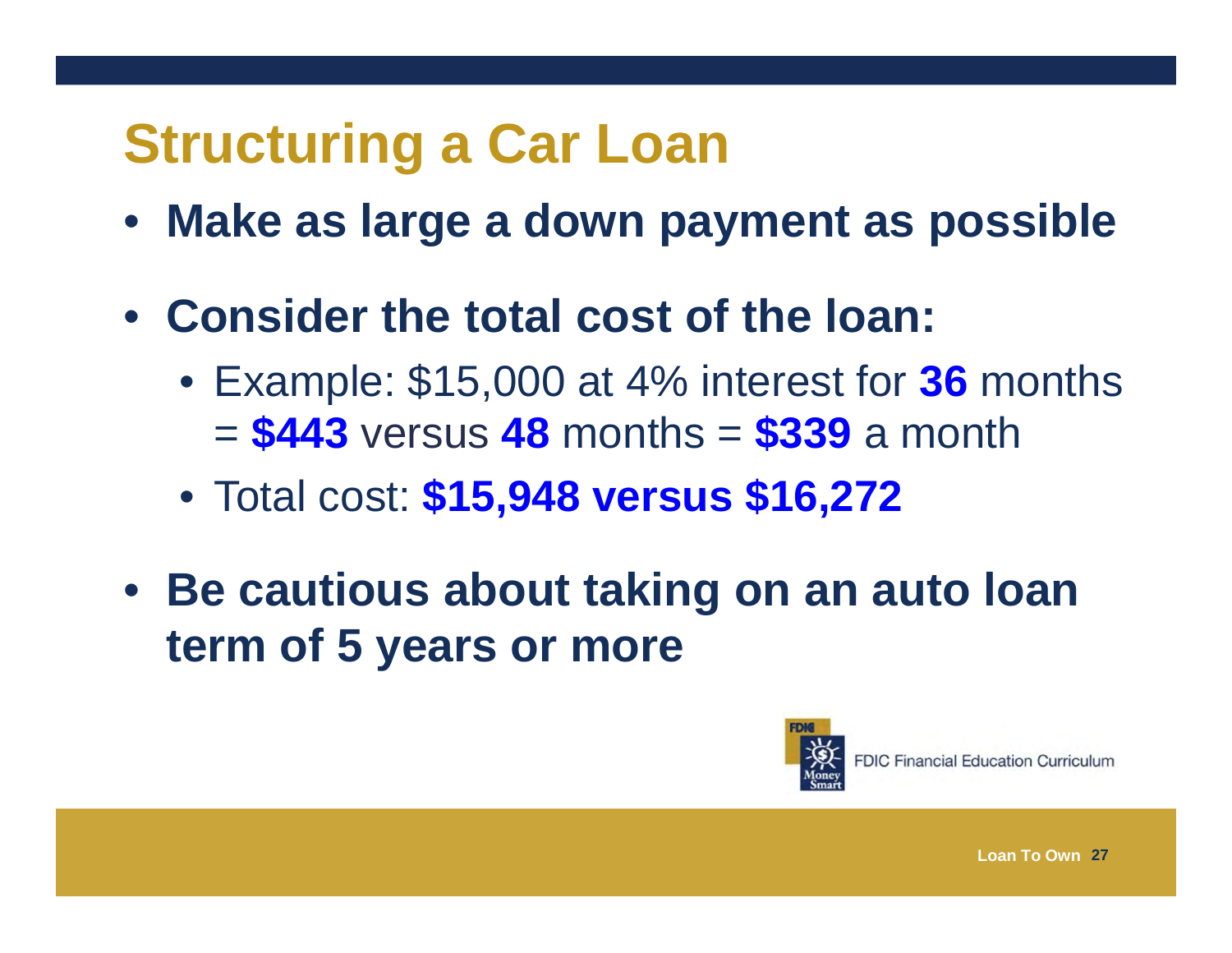# Structuring a Car Loan

- **Make as large a down payment as possible**
- **Consider the total cost of the loan:**
  - Example: $15,000 at 4% interest for **36** months = **$443** versus **48** months = **$339** a month
  - Total cost: **$15,948 versus $16,272**
- **Be cautious about taking on an auto loan term of 5 years or more**

FDIC Financial Education Curriculum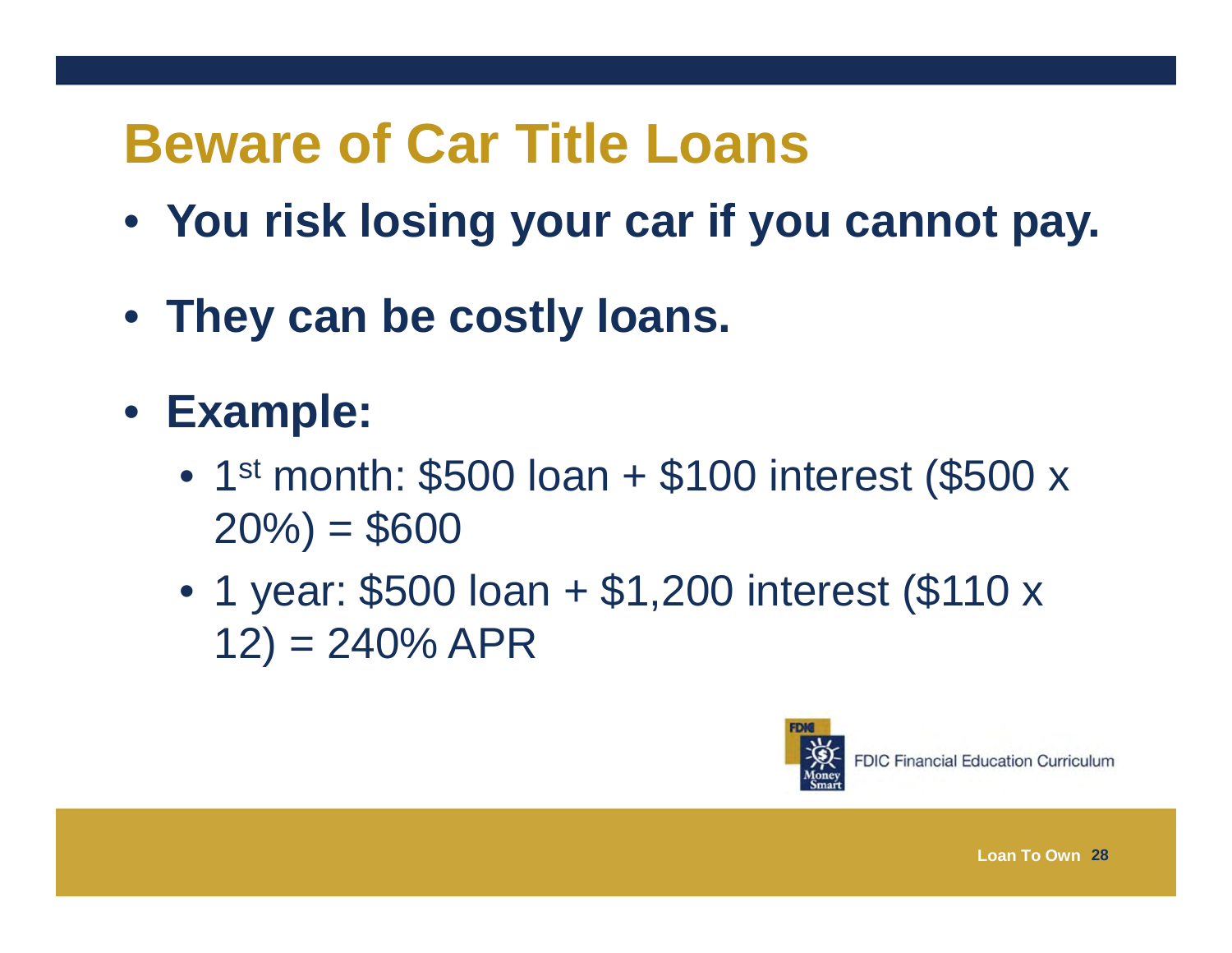# Beware of Car Title Loans

- **You risk losing your car if you cannot pay.**
- **They can be costly loans.**
- **Example:**
  - 1st month: $500 loan + $100 interest ($500 x 20%) = $600
  - 1 year: $500 loan + $1,200 interest ($110 x 12) = 240% APR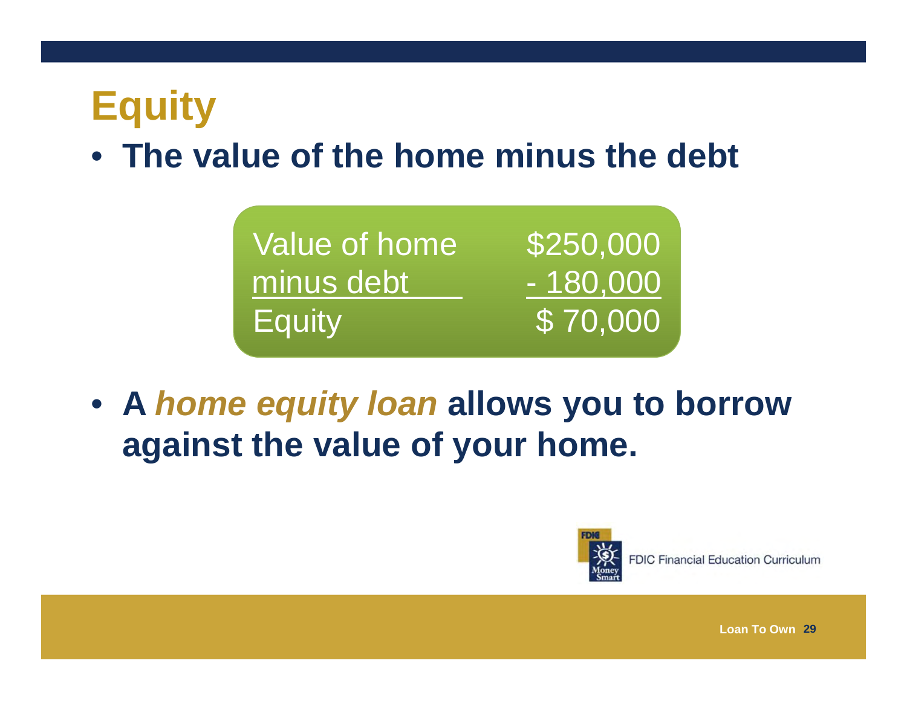# Equity

- **The value of the home minus the debt**

| Value of home | $250,000 |
|---|---|
| minus debt | - 180,000 |
| Equity | $ 70,000 |

- **A *home equity loan* allows you to borrow against the value of your home.**

FDIC Financial Education Curriculum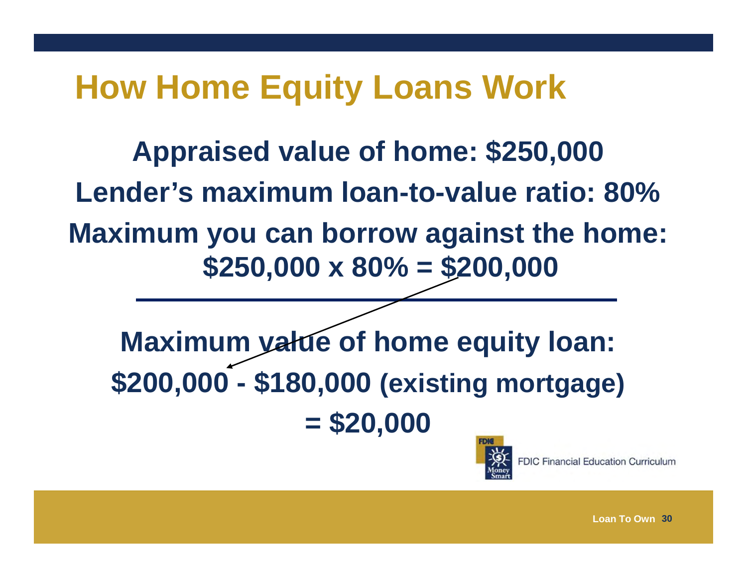# How Home Equity Loans Work

**Appraised value of home: $250,000**

**Lender's maximum loan-to-value ratio: 80%**

**Maximum you can borrow against the home:**
**$250,000 x 80% = $200,000**

---

**Maximum value of home equity loan:**

**$200,000 - $180,000 (existing mortgage)**

**= $20,000**

FDIC Financial Education Curriculum

Loan To Own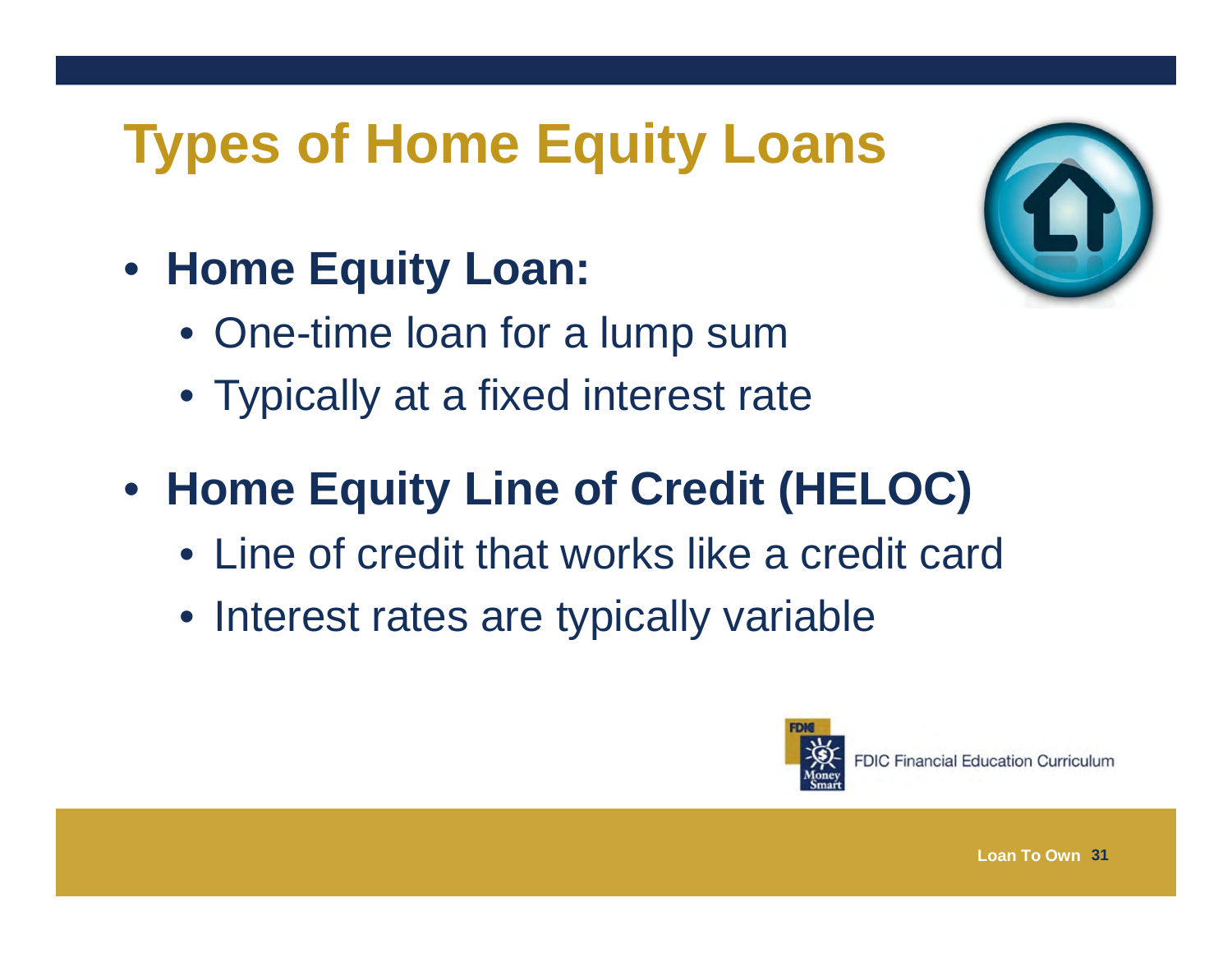# Types of Home Equity Loans

- **Home Equity Loan:**
  - One-time loan for a lump sum
  - Typically at a fixed interest rate
- **Home Equity Line of Credit (HELOC)**
  - Line of credit that works like a credit card
  - Interest rates are typically variable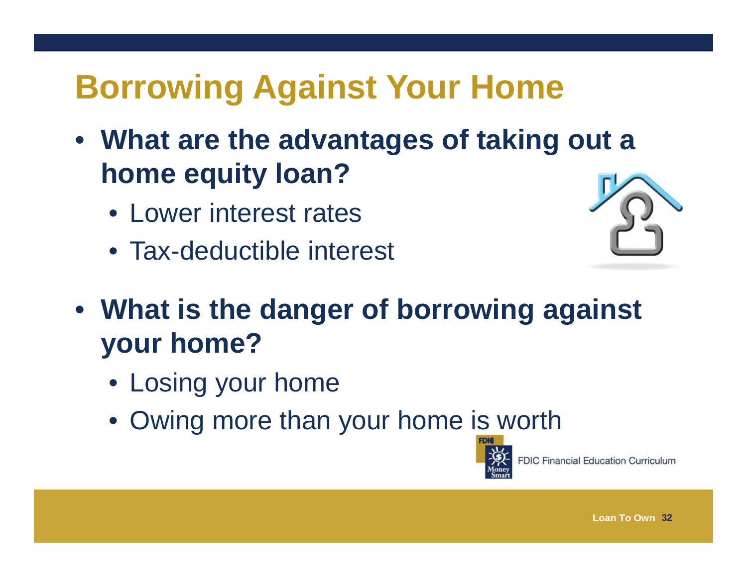# Borrowing Against Your Home

- **What are the advantages of taking out a home equity loan?**
  - Lower interest rates
  - Tax-deductible interest
- **What is the danger of borrowing against your home?**
  - Losing your home
  - Owing more than your home is worth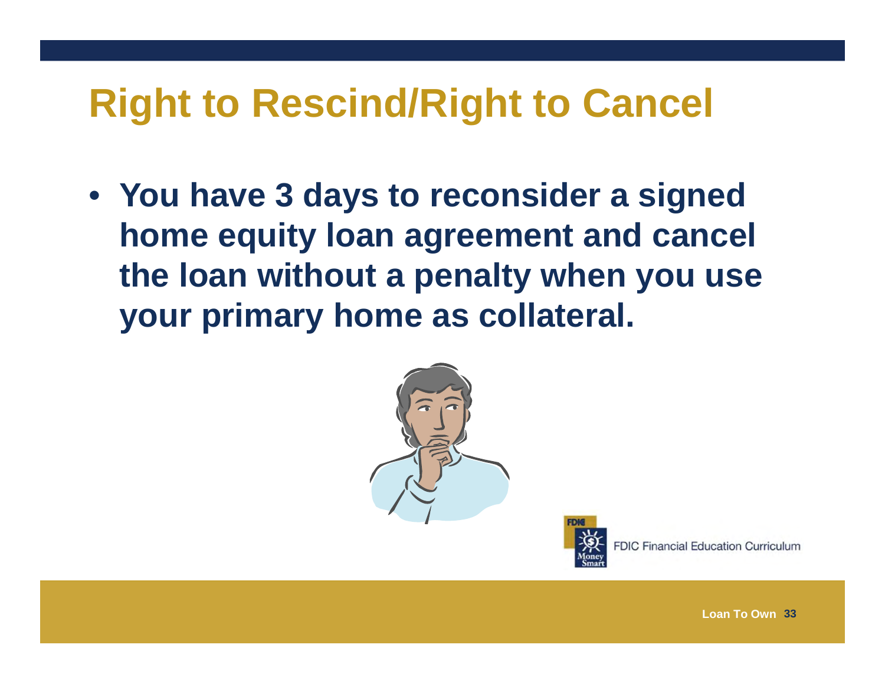# Right to Rescind/Right to Cancel

- **You have 3 days to reconsider a signed home equity loan agreement and cancel the loan without a penalty when you use your primary home as collateral.**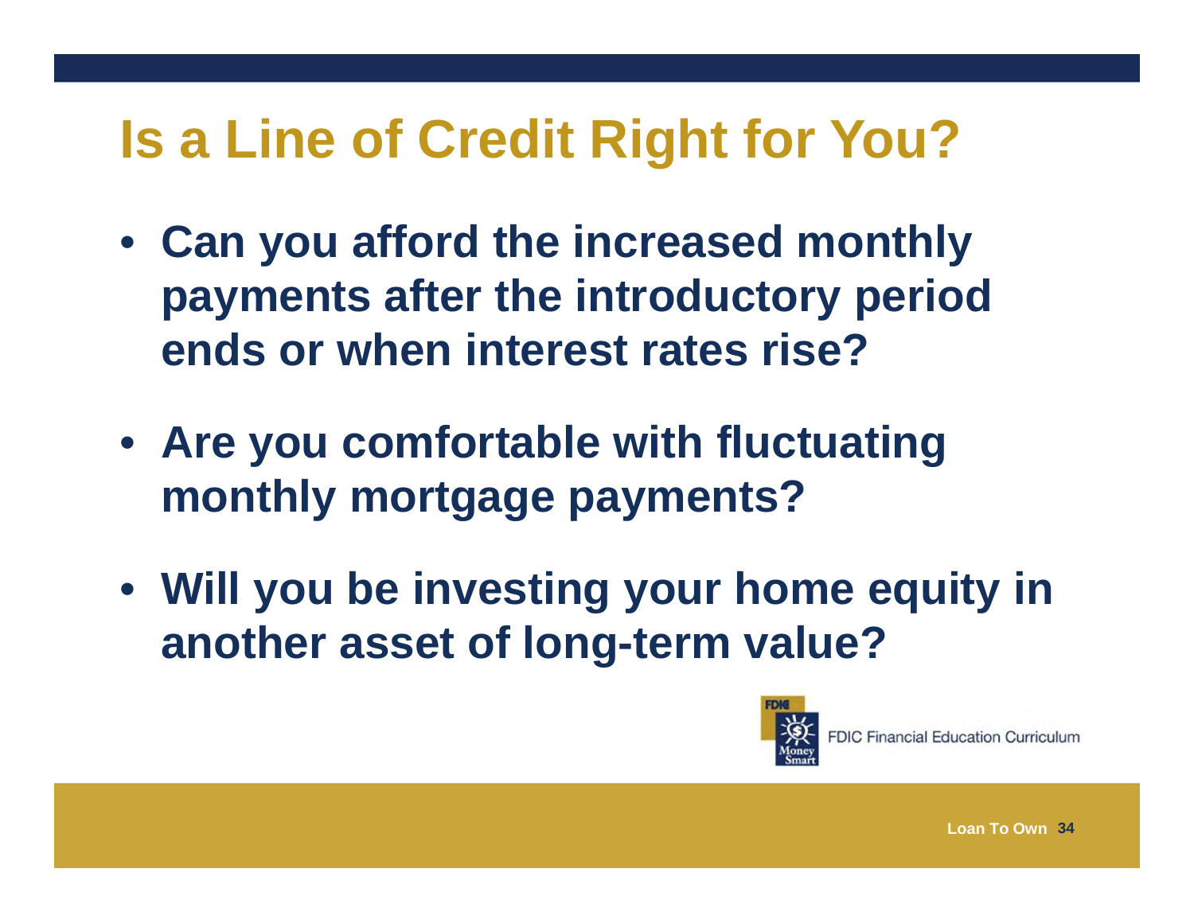# Is a Line of Credit Right for You?

- **Can you afford the increased monthly payments after the introductory period ends or when interest rates rise?**
- **Are you comfortable with fluctuating monthly mortgage payments?**
- **Will you be investing your home equity in another asset of long-term value?**

FDIC Financial Education Curriculum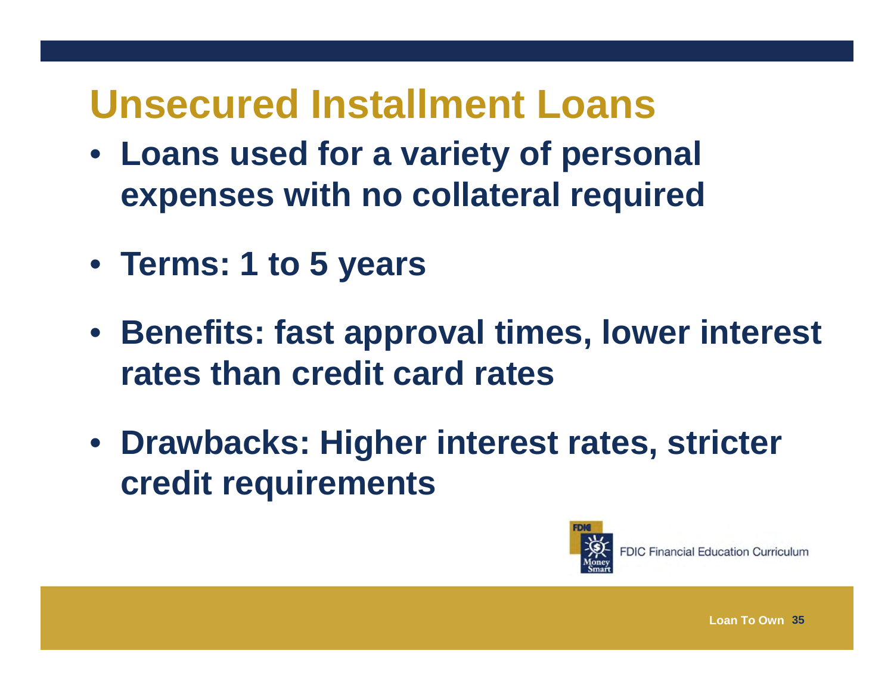# Unsecured Installment Loans

- **Loans used for a variety of personal expenses with no collateral required**
- **Terms: 1 to 5 years**
- **Benefits: fast approval times, lower interest rates than credit card rates**
- **Drawbacks: Higher interest rates, stricter credit requirements**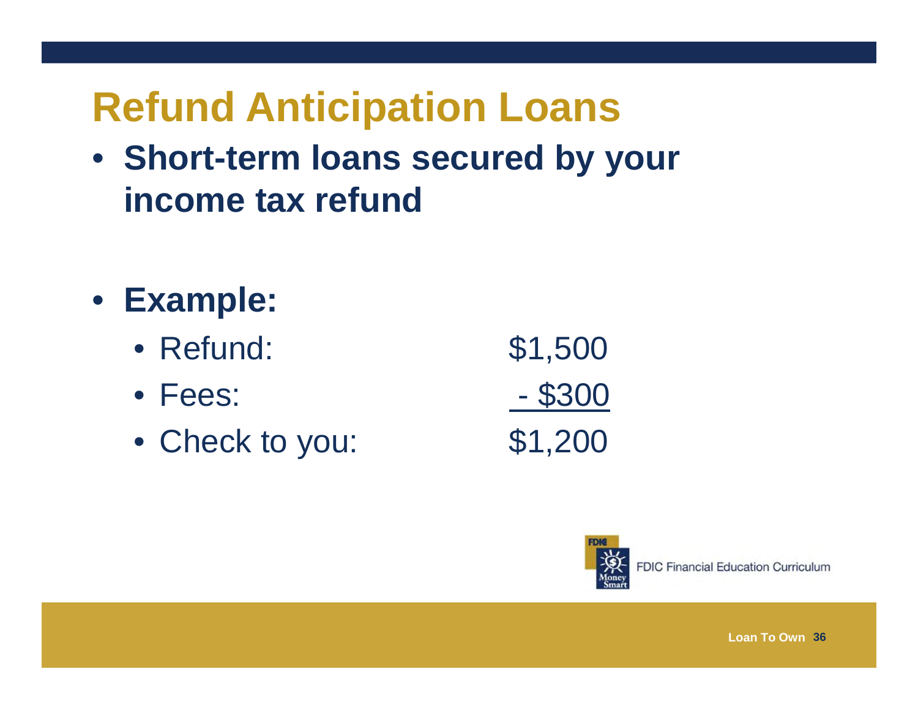# Refund Anticipation Loans

- **Short-term loans secured by your income tax refund**

- **Example:**
  - Refund: $1,500
  - Fees: - $300
  - Check to you: $1,200

FDIC Financial Education Curriculum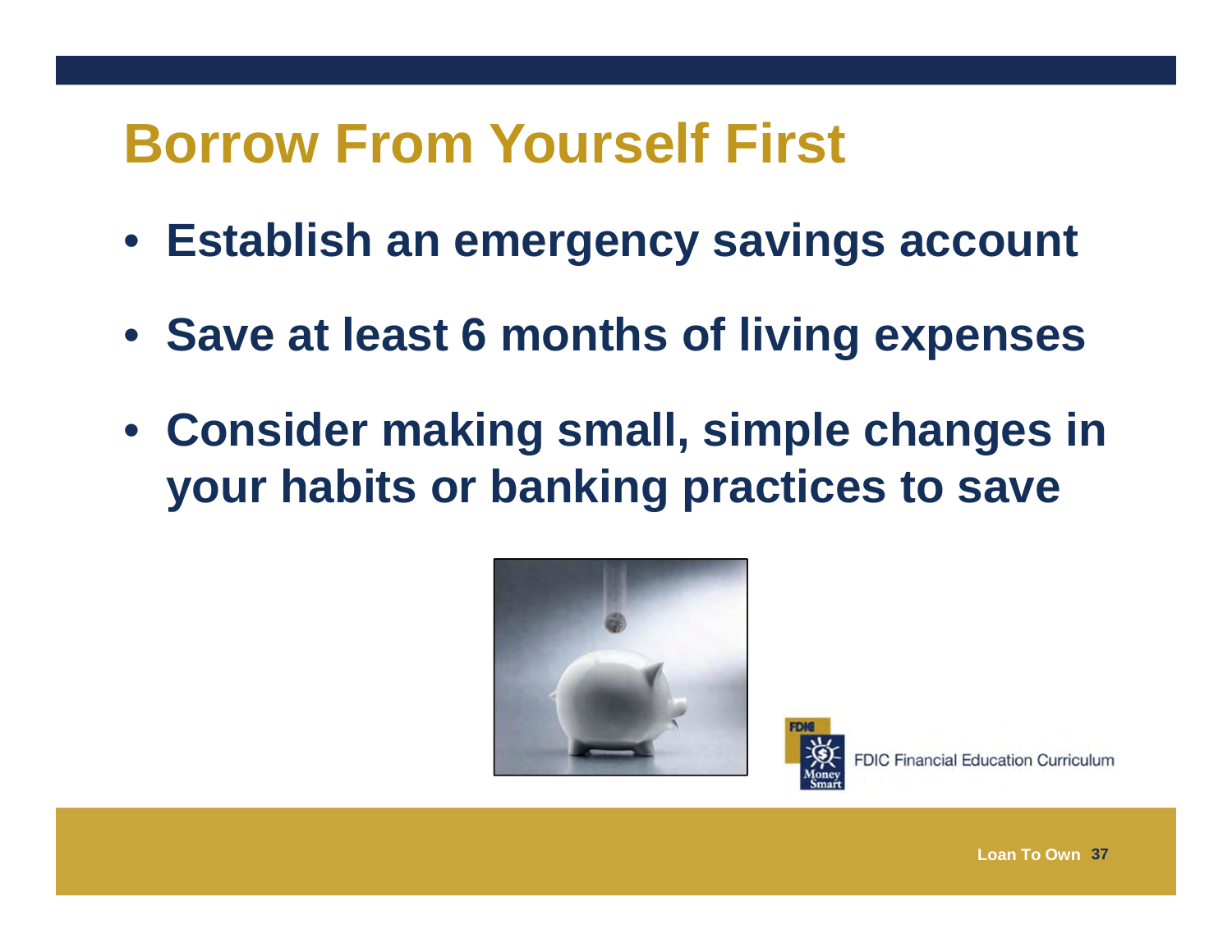# Borrow From Yourself First

- **Establish an emergency savings account**
- **Save at least 6 months of living expenses**
- **Consider making small, simple changes in your habits or banking practices to save**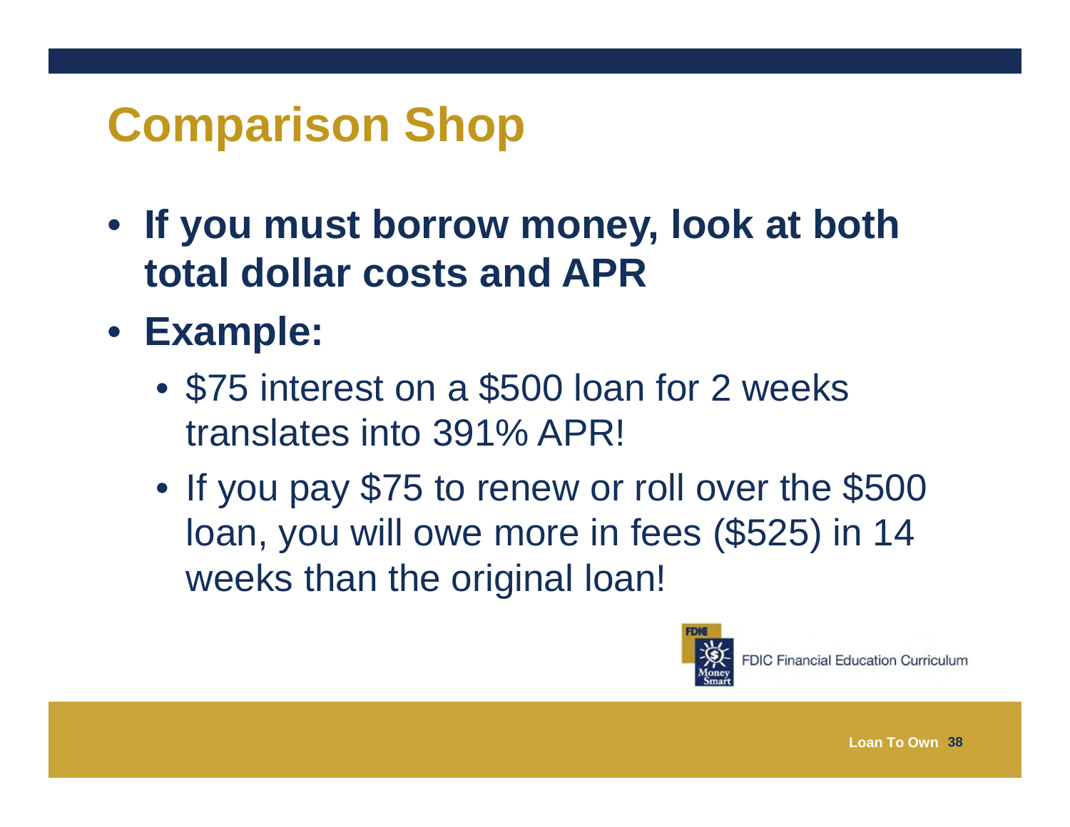# Comparison Shop

- **If you must borrow money, look at both total dollar costs and APR**
- **Example:**
  - $75 interest on a $500 loan for 2 weeks translates into 391% APR!
  - If you pay $75 to renew or roll over the $500 loan, you will owe more in fees ($525) in 14 weeks than the original loan!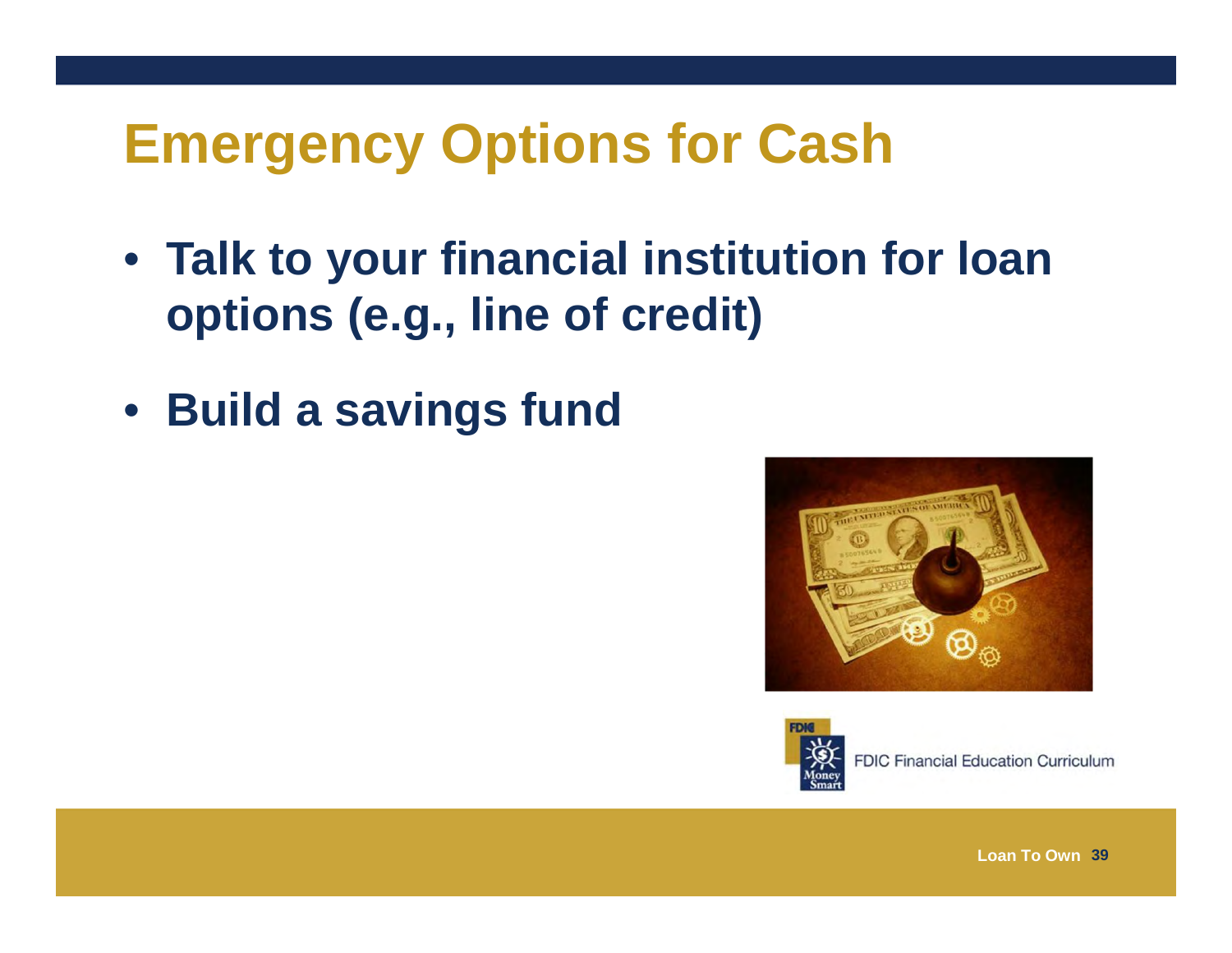# Emergency Options for Cash

- **Talk to your financial institution for loan options (e.g., line of credit)**
- **Build a savings fund**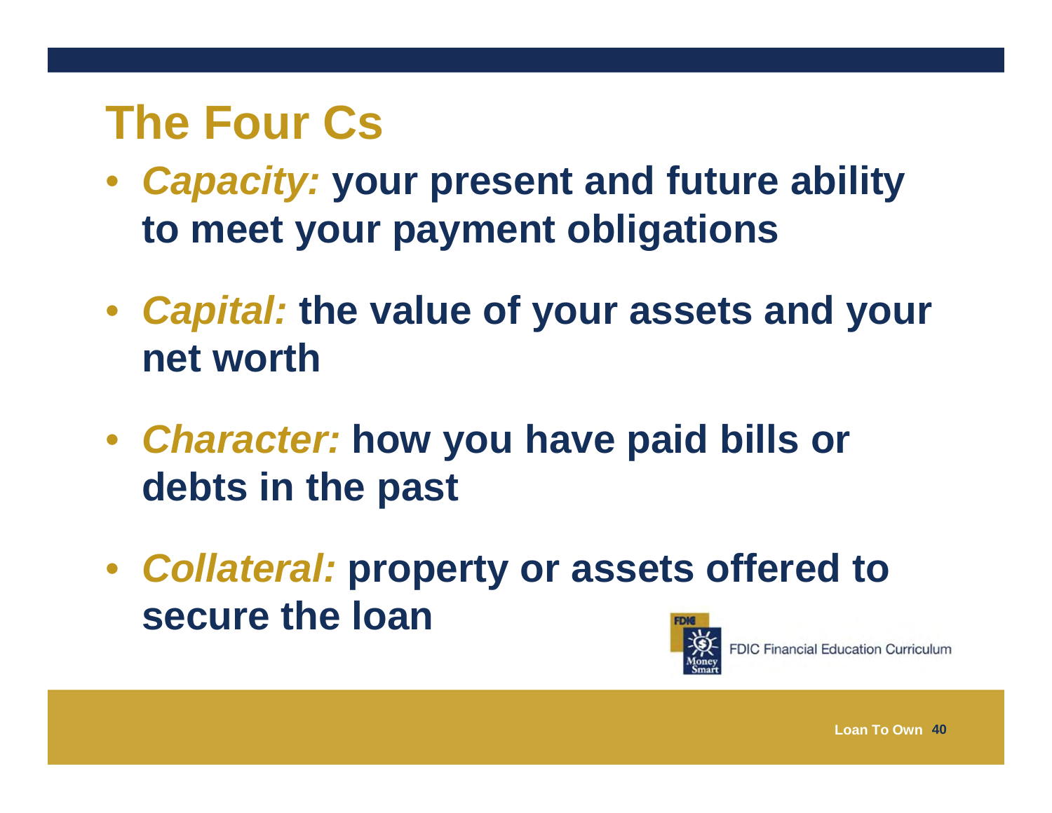# The Four Cs

- ***Capacity:*** **your present and future ability to meet your payment obligations**
- ***Capital:*** **the value of your assets and your net worth**
- ***Character:*** **how you have paid bills or debts in the past**
- ***Collateral:*** **property or assets offered to secure the loan**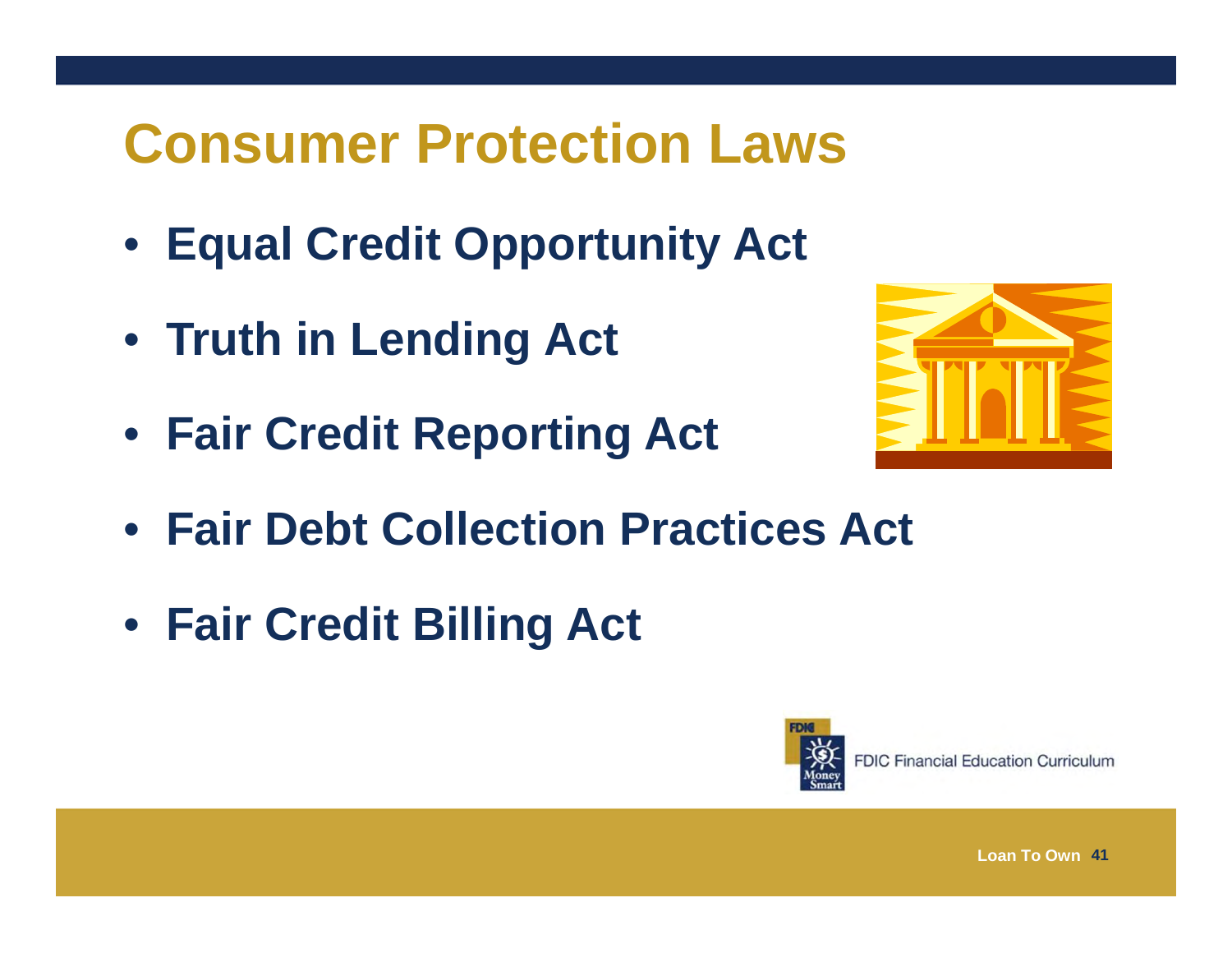# Consumer Protection Laws

- **Equal Credit Opportunity Act**
- **Truth in Lending Act**
- **Fair Credit Reporting Act**
- **Fair Debt Collection Practices Act**
- **Fair Credit Billing Act**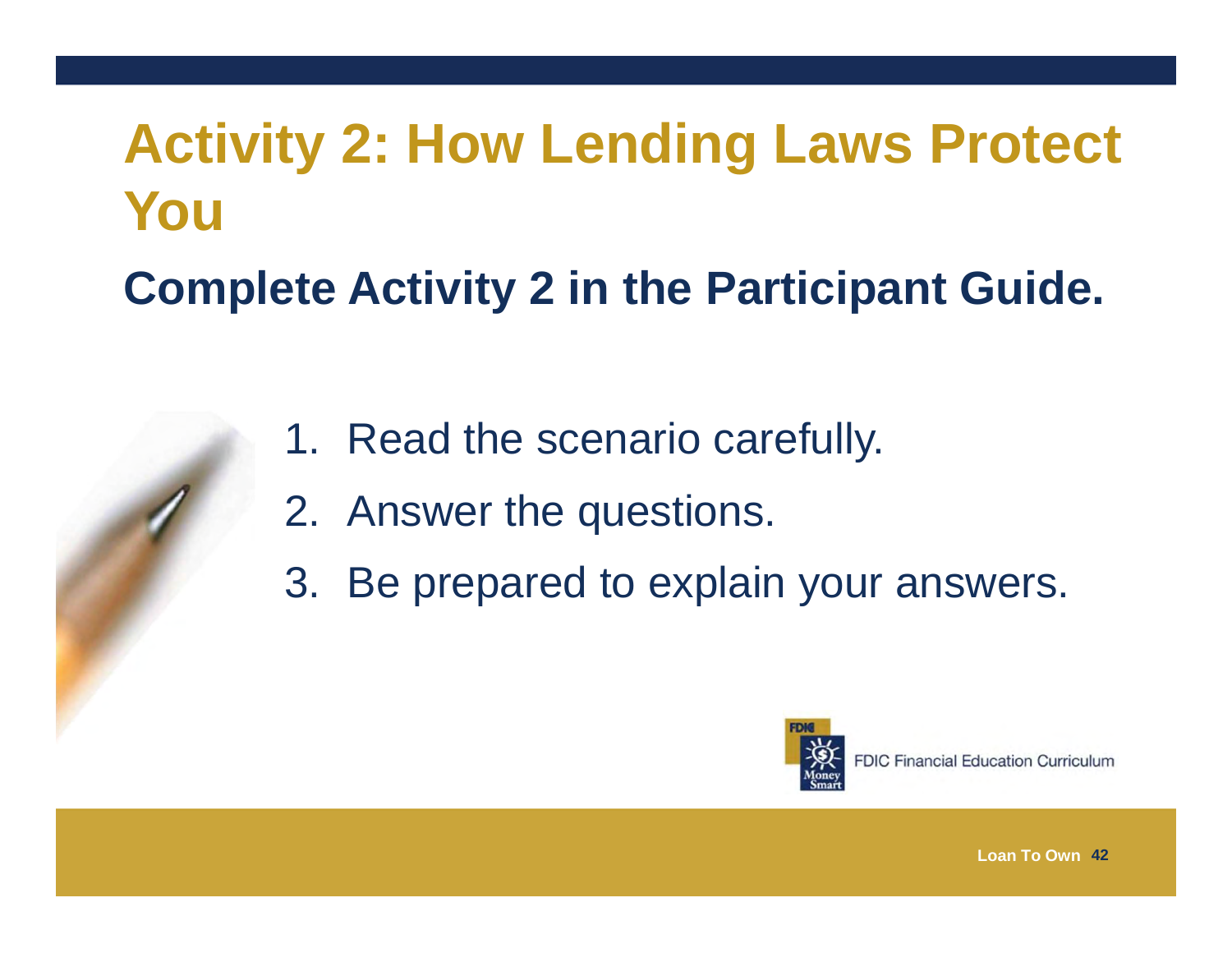# Activity 2: How Lending Laws Protect You

## Complete Activity 2 in the Participant Guide.

1. Read the scenario carefully.
2. Answer the questions.
3. Be prepared to explain your answers.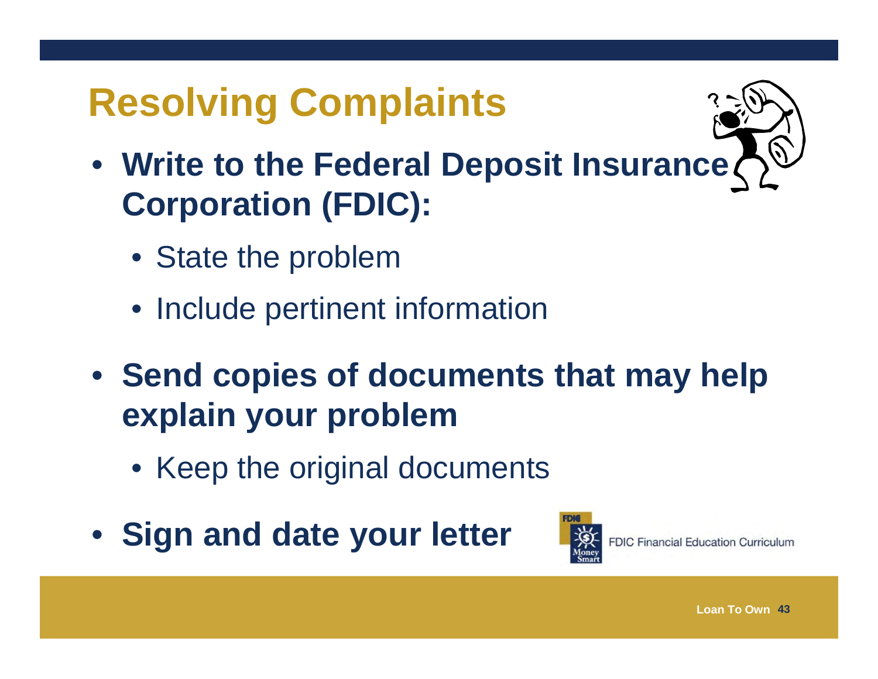# Resolving Complaints

- **Write to the Federal Deposit Insurance Corporation (FDIC):**
  - State the problem
  - Include pertinent information
- **Send copies of documents that may help explain your problem**
  - Keep the original documents
- **Sign and date your letter**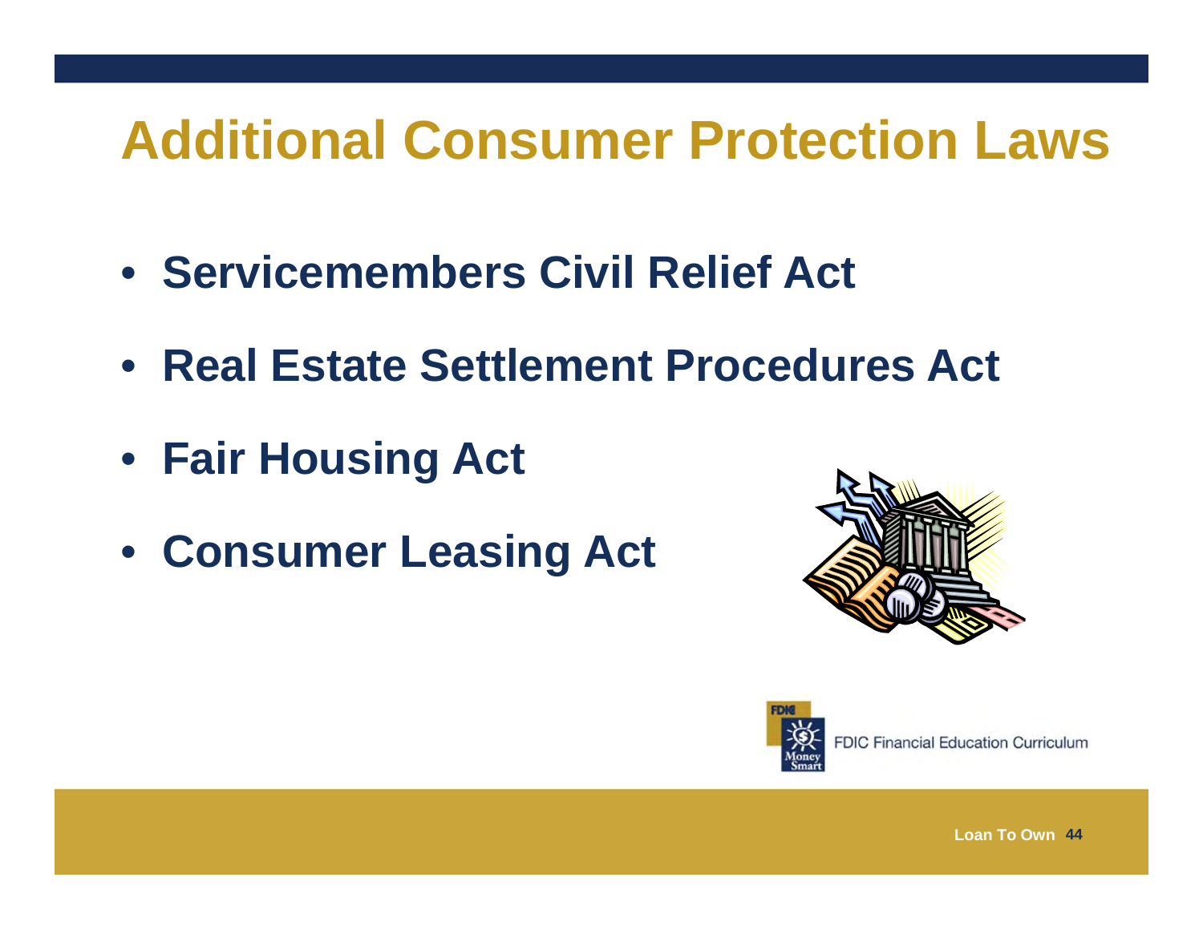# Additional Consumer Protection Laws

- **Servicemembers Civil Relief Act**
- **Real Estate Settlement Procedures Act**
- **Fair Housing Act**
- **Consumer Leasing Act**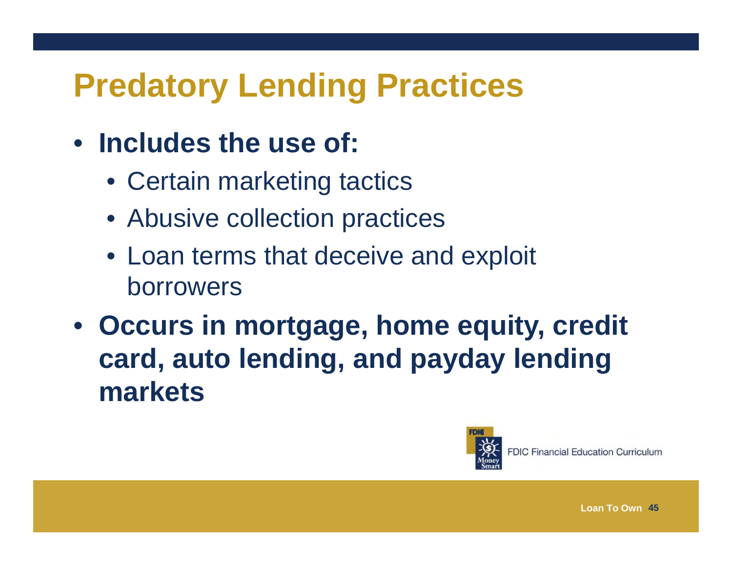# Predatory Lending Practices

- **Includes the use of:**
  - Certain marketing tactics
  - Abusive collection practices
  - Loan terms that deceive and exploit borrowers
- **Occurs in mortgage, home equity, credit card, auto lending, and payday lending markets**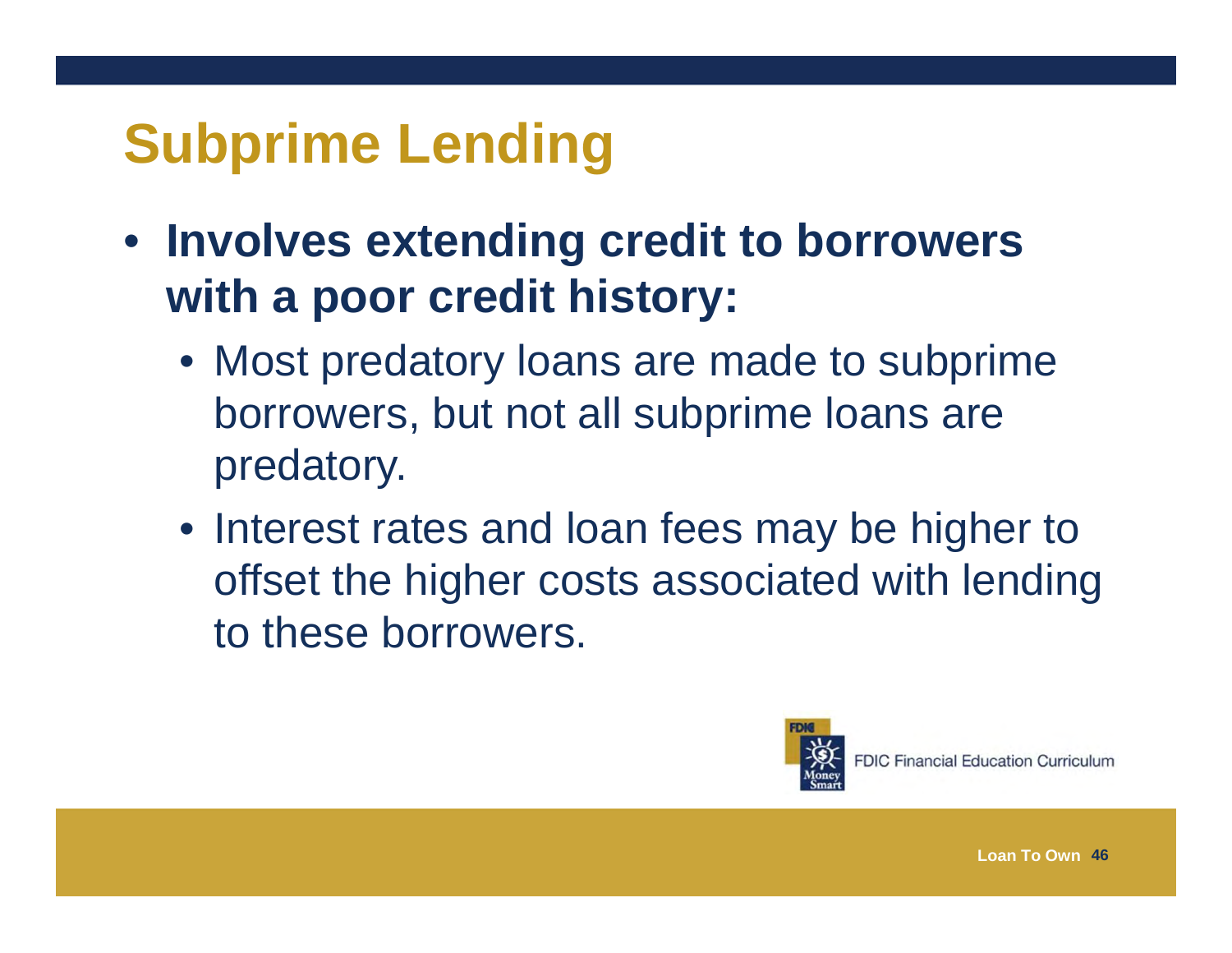# Subprime Lending

- **Involves extending credit to borrowers with a poor credit history:**
  - Most predatory loans are made to subprime borrowers, but not all subprime loans are predatory.
  - Interest rates and loan fees may be higher to offset the higher costs associated with lending to these borrowers.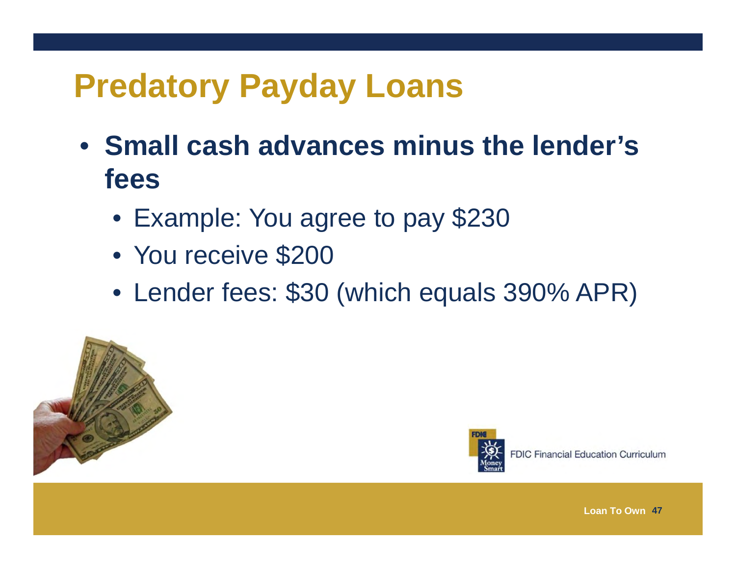# Predatory Payday Loans

- **Small cash advances minus the lender's fees**
  - Example: You agree to pay $230
  - You receive $200
  - Lender fees: $30 (which equals 390% APR)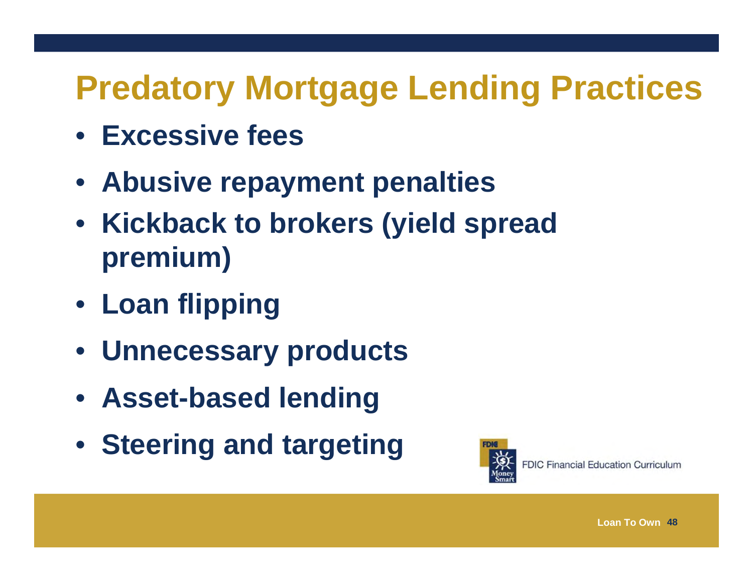# Predatory Mortgage Lending Practices

- **Excessive fees**
- **Abusive repayment penalties**
- **Kickback to brokers (yield spread premium)**
- **Loan flipping**
- **Unnecessary products**
- **Asset-based lending**
- **Steering and targeting**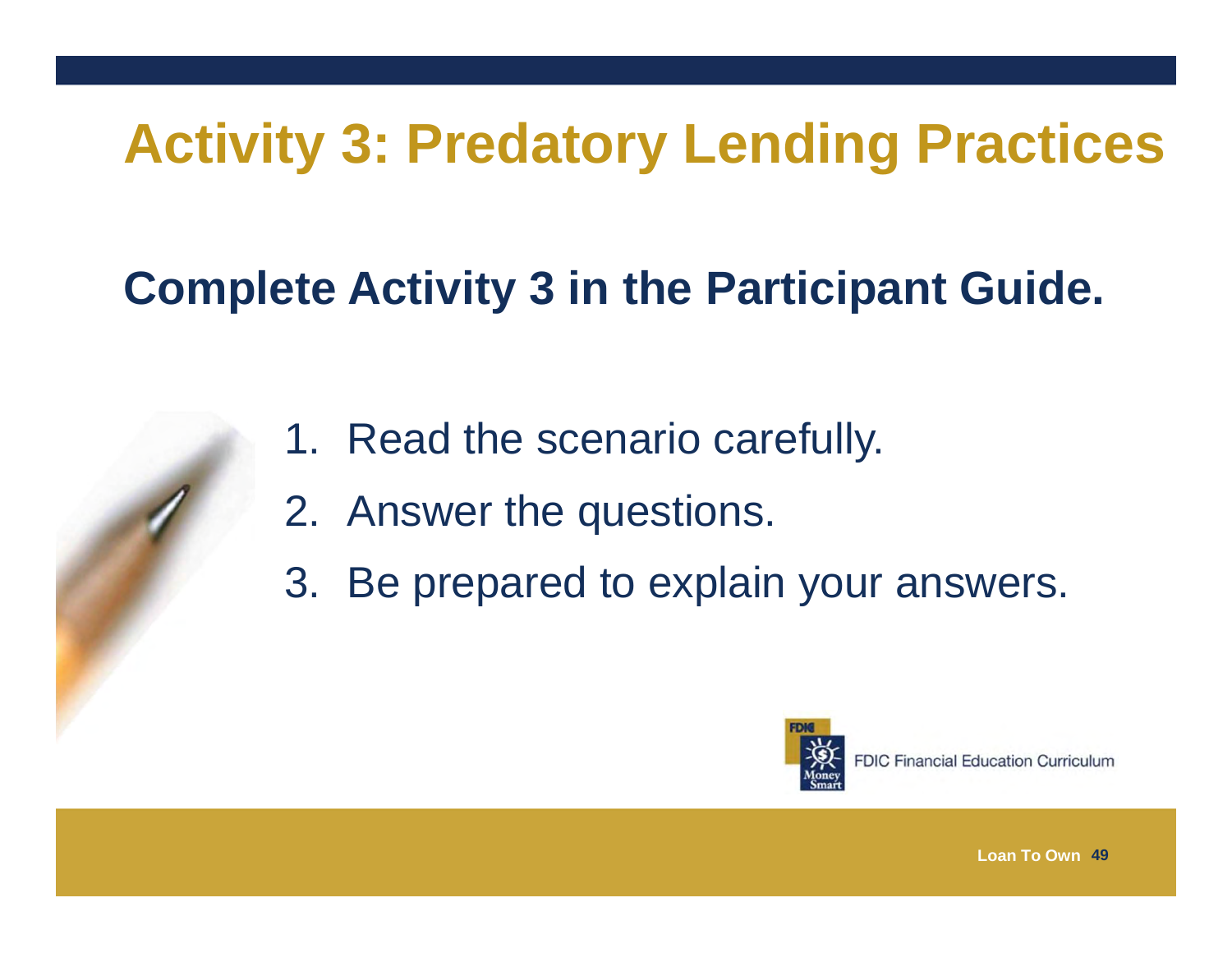# Activity 3: Predatory Lending Practices

**Complete Activity 3 in the Participant Guide.**

1. Read the scenario carefully.
2. Answer the questions.
3. Be prepared to explain your answers.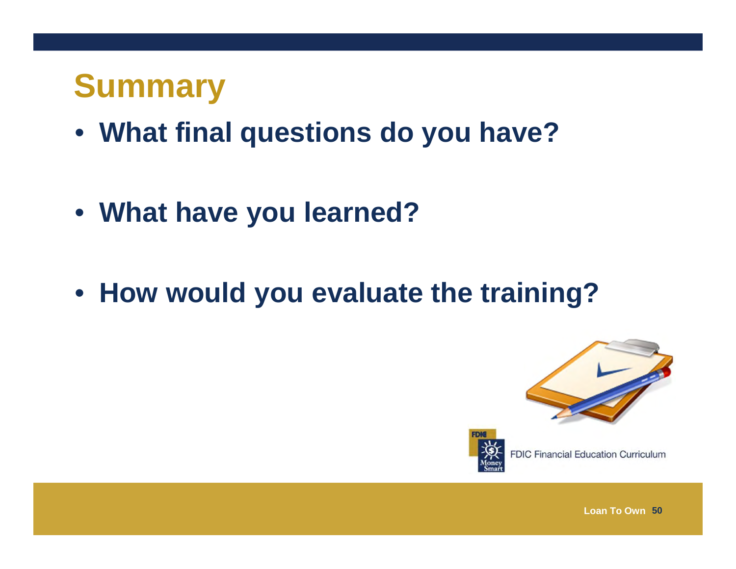# Summary

- What final questions do you have?
- What have you learned?
- How would you evaluate the training?

FDIC Financial Education Curriculum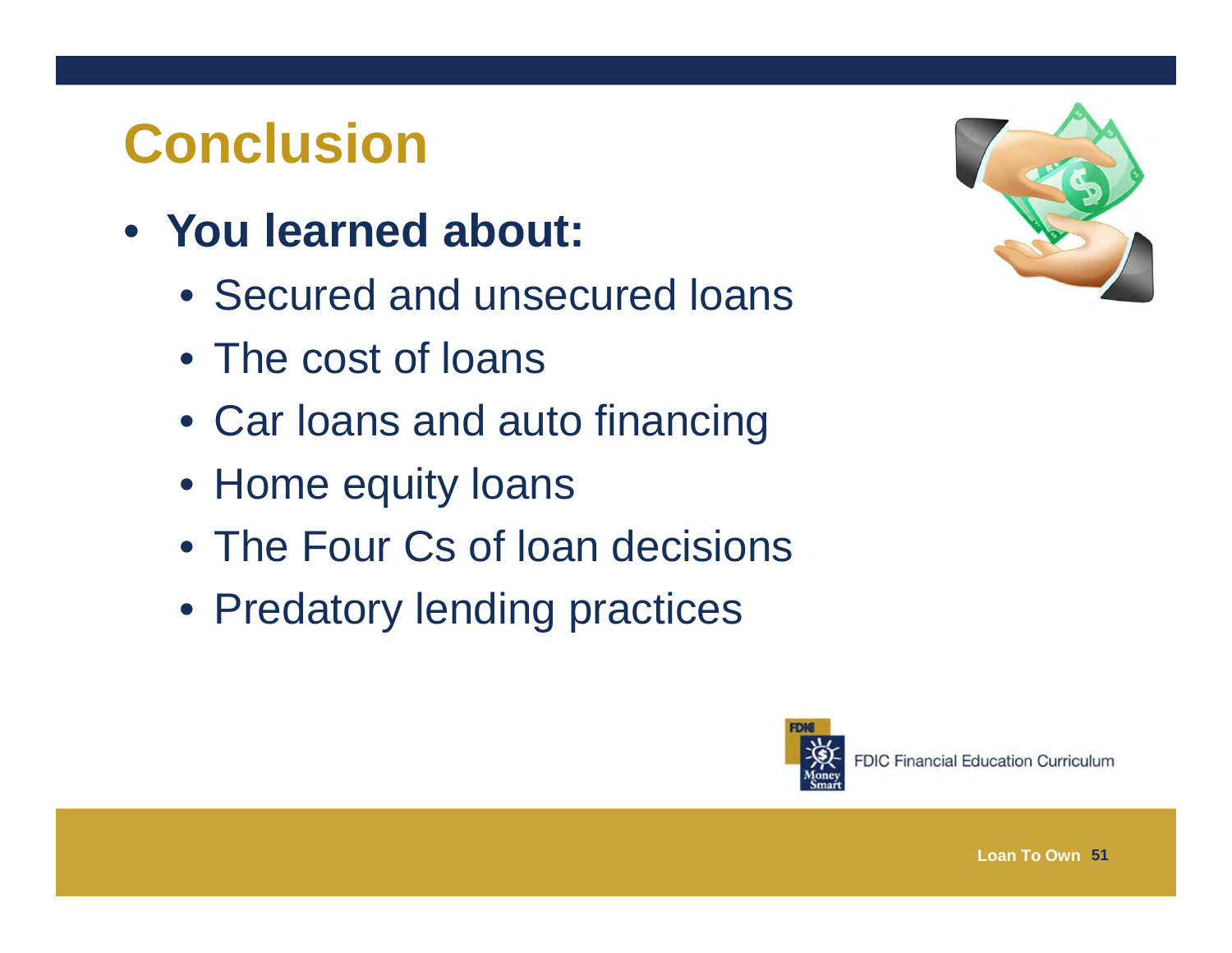# Conclusion

- **You learned about:**
  - Secured and unsecured loans
  - The cost of loans
  - Car loans and auto financing
  - Home equity loans
  - The Four Cs of loan decisions
  - Predatory lending practices